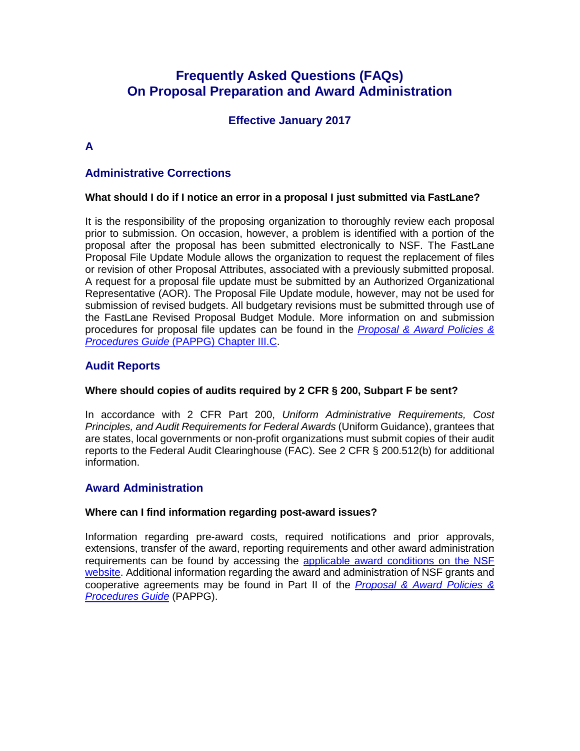# Frequently Asked Questions (FAQs) On Proposal Preparation and Award Administration

## Effective January 2017

## A

### Administrative Corrections

**What should I do if I notice an error in a proposal I just submitted via FastLane?**

It is the responsibility of the proposing organization to thoroughly review each proposal prior to submission. On occasion, however, a problem is identified with a portion of the proposal after the proposal has been submitted electronically to NSF. The FastLane Proposal File Update Module allows the organization to request the replacement of files or revision of other Proposal Attributes, associated with a previously submitted proposal. A request for a proposal file update must be submitted by an Authorized Organizational Representative (AOR). The Proposal File Update module, however, may not be used for submission of revised budgets. All budgetary revisions must be submitted through use of the FastLane Revised Proposal Budget Module. More information on and submission procedures for proposal file updates can be found in the *Proposal & Award Policies & Procedures Guide* (PAPPG) Chapter III.C.

### Audit Reports

**Where should copies of audits required by 2 CFR § 200, Subpart F be sent?**

In accordance with 2 CFR Part 200, *Uniform Administrative Requirements, Cost Principles, and Audit Requirements for Federal Awards* (Uniform Guidance), grantees that are states, local governments or non-profit organizations must submit copies of their audit reports to the Federal Audit Clearinghouse (FAC). See 2 CFR § 200.512(b) for additional information.

### Award Administration

**Where can I find information regarding post-award issues?**

Information regarding pre-award costs, required notifications and prior approvals, extensions, transfer of the award, reporting requirements and other award administration requirements can be found by accessing the applicable award conditions on the NSF website. Additional information regarding the award and administration of NSF grants and cooperative agreements may be found in Part II of the *Proposal & Award Policies & Procedures Guide* (PAPPG).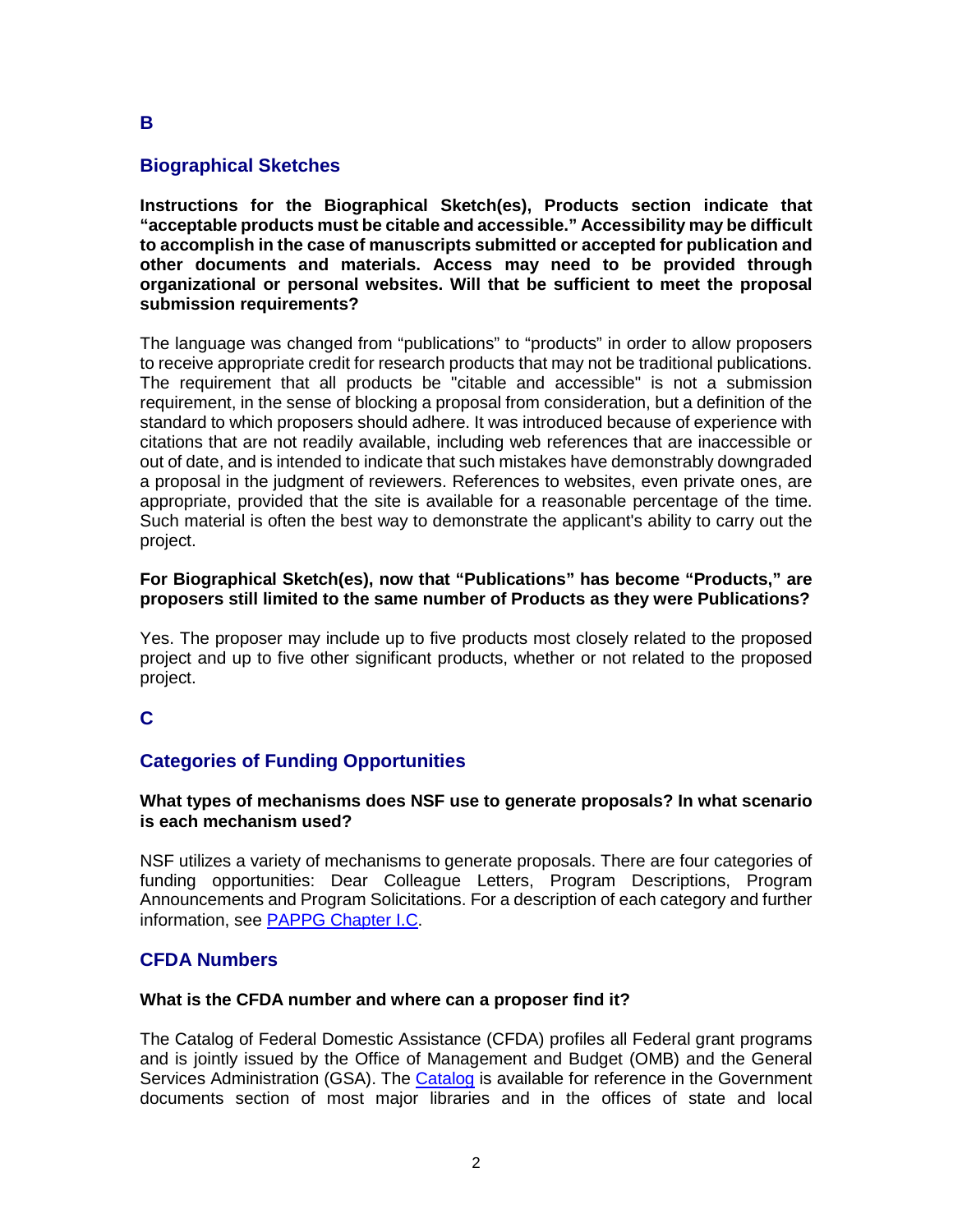## B

### Biographical Sketches

**Instructions for the Biographical Sketch(es), Products section indicate that "acceptable products must be citable and accessible." Accessibility may be difficult to accomplish in the case of manuscripts submitted or accepted for publication and other documents and materials. Access may need to be provided through organizational or personal websites. Will that be sufficient to meet the proposal submission requirements?**

The language was changed from "publications" to "products" in order to allow proposers to receive appropriate credit for research products that may not be traditional publications. The requirement that all products be "citable and accessible" is not a submission requirement, in the sense of blocking a proposal from consideration, but a definition of the standard to which proposers should adhere. It was introduced because of experience with citations that are not readily available, including web references that are inaccessible or out of date, and is intended to indicate that such mistakes have demonstrably downgraded a proposal in the judgment of reviewers. References to websites, even private ones, are appropriate, provided that the site is available for a reasonable percentage of the time. Such material is often the best way to demonstrate the applicant's ability to carry out the project.

**For Biographical Sketch(es), now that "Publications" has become "Products," are proposers still limited to the same number of Products as they were Publications?**

Yes. The proposer may include up to five products most closely related to the proposed project and up to five other significant products, whether or not related to the proposed project.

## C

### Categories of Funding Opportunities

**What types of mechanisms does NSF use to generate proposals? In what scenario is each mechanism used?**

NSF utilizes a variety of mechanisms to generate proposals. There are four categories of funding opportunities: Dear Colleague Letters, Program Descriptions, Program Announcements and Program Solicitations. For a description of each category and further information, see PAPPG Chapter I.C.

### CFDA Numbers

**What is the CFDA number and where can a proposer find it?**

The Catalog of Federal Domestic Assistance (CFDA) profiles all Federal grant programs and is jointly issued by the Office of Management and Budget (OMB) and the General Services Administration (GSA). The Catalog is available for reference in the Government documents section of most major libraries and in the offices of state and local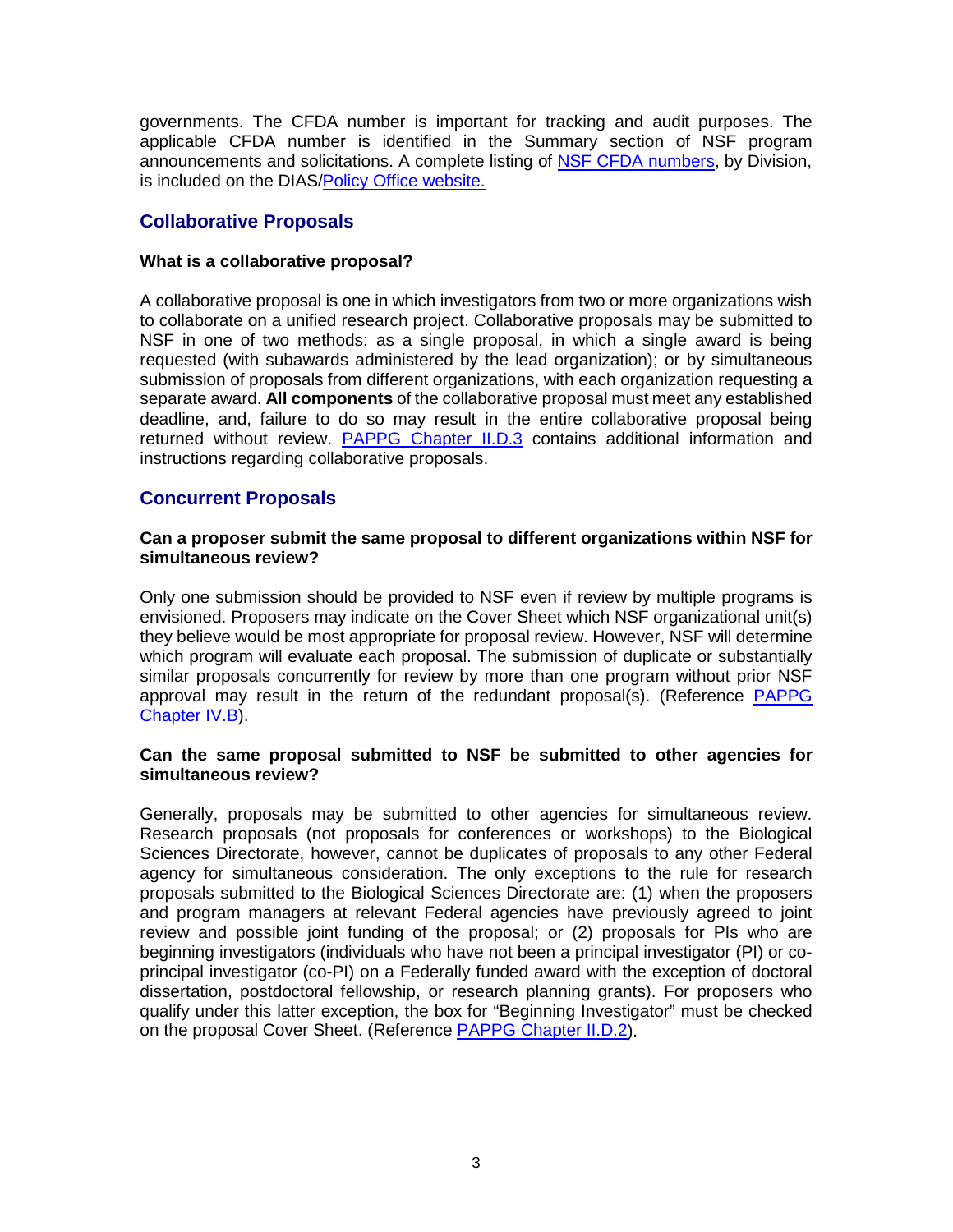governments. The CFDA number is important for tracking and audit purposes. The applicable CFDA number is identified in the Summary section of NSF program announcements and solicitations. A complete listing of NSF CFDA numbers, by Division, is included on the DIAS/Policy Office website.

## Collaborative Proposals

**What is a collaborative proposal?**

A collaborative proposal is one in which investigators from two or more organizations wish to collaborate on a unified research project. Collaborative proposals may be submitted to NSF in one of two methods: as a single proposal, in which a single award is being requested (with subawards administered by the lead organization); or by simultaneous submission of proposals from different organizations, with each organization requesting a separate award. **All components** of the collaborative proposal must meet any established deadline, and, failure to do so may result in the entire collaborative proposal being returned without review. PAPPG Chapter II.D.3 contains additional information and instructions regarding collaborative proposals.

## Concurrent Proposals

**Can a proposer submit the same proposal to different organizations within NSF for simultaneous review?**

Only one submission should be provided to NSF even if review by multiple programs is envisioned. Proposers may indicate on the Cover Sheet which NSF organizational unit(s) they believe would be most appropriate for proposal review. However, NSF will determine which program will evaluate each proposal. The submission of duplicate or substantially similar proposals concurrently for review by more than one program without prior NSF approval may result in the return of the redundant proposal(s). (Reference PAPPG Chapter IV.B).

**Can the same proposal submitted to NSF be submitted to other agencies for simultaneous review?**

Generally, proposals may be submitted to other agencies for simultaneous review. Research proposals (not proposals for conferences or workshops) to the Biological Sciences Directorate, however, cannot be duplicates of proposals to any other Federal agency for simultaneous consideration. The only exceptions to the rule for research proposals submitted to the Biological Sciences Directorate are: (1) when the proposers and program managers at relevant Federal agencies have previously agreed to joint review and possible joint funding of the proposal; or (2) proposals for PIs who are beginning investigators (individuals who have not been a principal investigator (PI) or co-principal investigator (co-PI) on a Federally funded award with the exception of doctoral dissertation, postdoctoral fellowship, or research planning grants). For proposers who qualify under this latter exception, the box for "Beginning Investigator" must be checked on the proposal Cover Sheet. (Reference PAPPG Chapter II.D.2).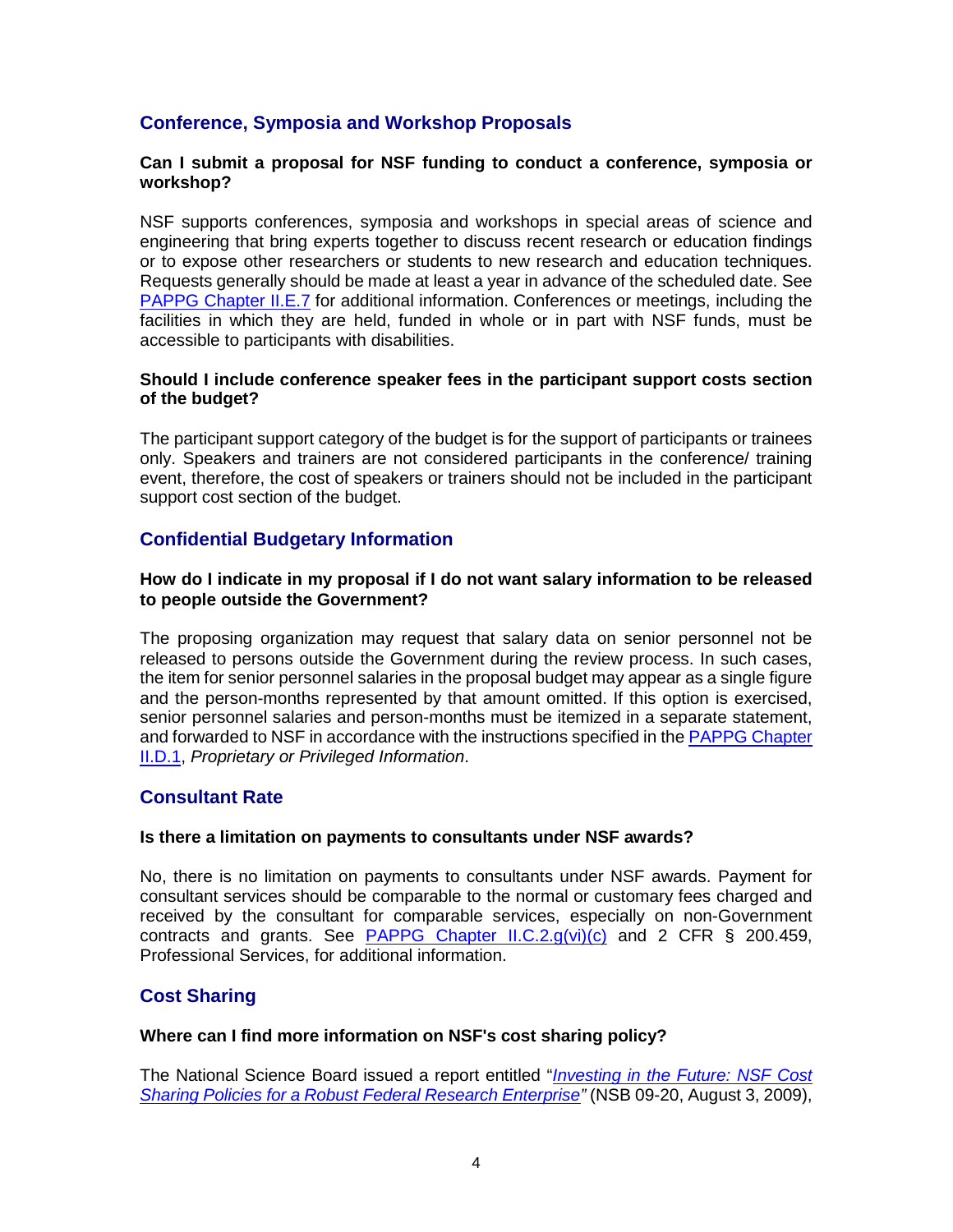## Conference, Symposia and Workshop Proposals

**Can I submit a proposal for NSF funding to conduct a conference, symposia or workshop?**

NSF supports conferences, symposia and workshops in special areas of science and engineering that bring experts together to discuss recent research or education findings or to expose other researchers or students to new research and education techniques. Requests generally should be made at least a year in advance of the scheduled date. See [PAPPG Chapter II.E.7] for additional information. Conferences or meetings, including the facilities in which they are held, funded in whole or in part with NSF funds, must be accessible to participants with disabilities.

**Should I include conference speaker fees in the participant support costs section of the budget?**

The participant support category of the budget is for the support of participants or trainees only. Speakers and trainers are not considered participants in the conference/ training event, therefore, the cost of speakers or trainers should not be included in the participant support cost section of the budget.

## Confidential Budgetary Information

**How do I indicate in my proposal if I do not want salary information to be released to people outside the Government?**

The proposing organization may request that salary data on senior personnel not be released to persons outside the Government during the review process. In such cases, the item for senior personnel salaries in the proposal budget may appear as a single figure and the person-months represented by that amount omitted. If this option is exercised, senior personnel salaries and person-months must be itemized in a separate statement, and forwarded to NSF in accordance with the instructions specified in the PAPPG Chapter II.D.1, *Proprietary or Privileged Information*.

## Consultant Rate

**Is there a limitation on payments to consultants under NSF awards?**

No, there is no limitation on payments to consultants under NSF awards. Payment for consultant services should be comparable to the normal or customary fees charged and received by the consultant for comparable services, especially on non-Government contracts and grants. See PAPPG Chapter II.C.2.g(vi)(c) and 2 CFR § 200.459, Professional Services, for additional information.

## Cost Sharing

**Where can I find more information on NSF's cost sharing policy?**

The National Science Board issued a report entitled "*Investing in the Future: NSF Cost Sharing Policies for a Robust Federal Research Enterprise*" (NSB 09-20, August 3, 2009),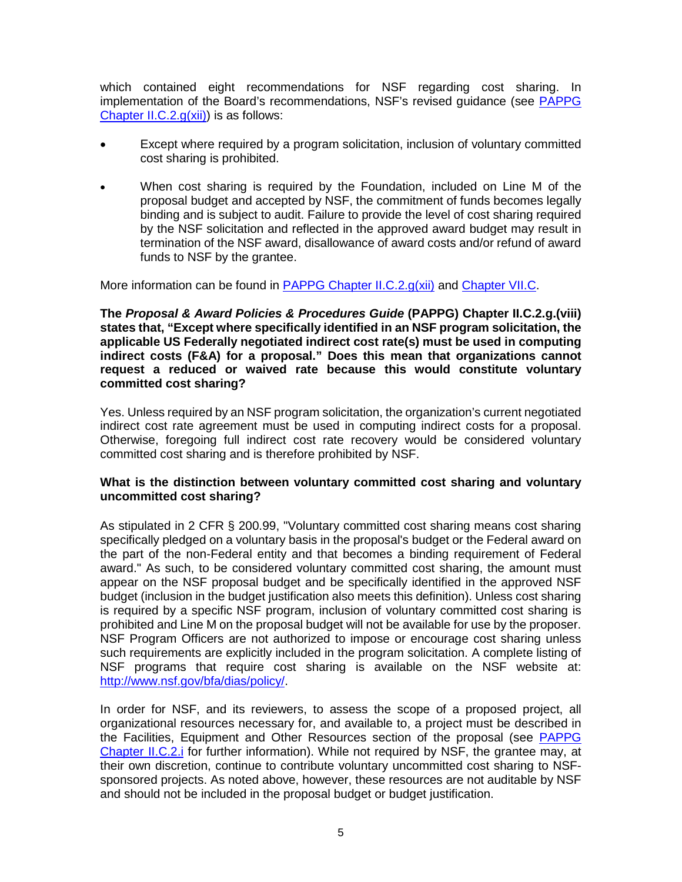which contained eight recommendations for NSF regarding cost sharing. In implementation of the Board's recommendations, NSF's revised guidance (see [PAPPG Chapter II.C.2.g(xii)]) is as follows:

- Except where required by a program solicitation, inclusion of voluntary committed cost sharing is prohibited.
- When cost sharing is required by the Foundation, included on Line M of the proposal budget and accepted by NSF, the commitment of funds becomes legally binding and is subject to audit. Failure to provide the level of cost sharing required by the NSF solicitation and reflected in the approved award budget may result in termination of the NSF award, disallowance of award costs and/or refund of award funds to NSF by the grantee.

More information can be found in PAPPG Chapter II.C.2.g(xii) and Chapter VII.C.

**The *Proposal & Award Policies & Procedures Guide* (PAPPG) Chapter II.C.2.g.(viii) states that, "Except where specifically identified in an NSF program solicitation, the applicable US Federally negotiated indirect cost rate(s) must be used in computing indirect costs (F&A) for a proposal." Does this mean that organizations cannot request a reduced or waived rate because this would constitute voluntary committed cost sharing?**

Yes. Unless required by an NSF program solicitation, the organization's current negotiated indirect cost rate agreement must be used in computing indirect costs for a proposal. Otherwise, foregoing full indirect cost rate recovery would be considered voluntary committed cost sharing and is therefore prohibited by NSF.

**What is the distinction between voluntary committed cost sharing and voluntary uncommitted cost sharing?**

As stipulated in 2 CFR § 200.99, "Voluntary committed cost sharing means cost sharing specifically pledged on a voluntary basis in the proposal's budget or the Federal award on the part of the non-Federal entity and that becomes a binding requirement of Federal award." As such, to be considered voluntary committed cost sharing, the amount must appear on the NSF proposal budget and be specifically identified in the approved NSF budget (inclusion in the budget justification also meets this definition). Unless cost sharing is required by a specific NSF program, inclusion of voluntary committed cost sharing is prohibited and Line M on the proposal budget will not be available for use by the proposer. NSF Program Officers are not authorized to impose or encourage cost sharing unless such requirements are explicitly included in the program solicitation. A complete listing of NSF programs that require cost sharing is available on the NSF website at: http://www.nsf.gov/bfa/dias/policy/.

In order for NSF, and its reviewers, to assess the scope of a proposed project, all organizational resources necessary for, and available to, a project must be described in the Facilities, Equipment and Other Resources section of the proposal (see PAPPG Chapter II.C.2.i for further information). While not required by NSF, the grantee may, at their own discretion, continue to contribute voluntary uncommitted cost sharing to NSF-sponsored projects. As noted above, however, these resources are not auditable by NSF and should not be included in the proposal budget or budget justification.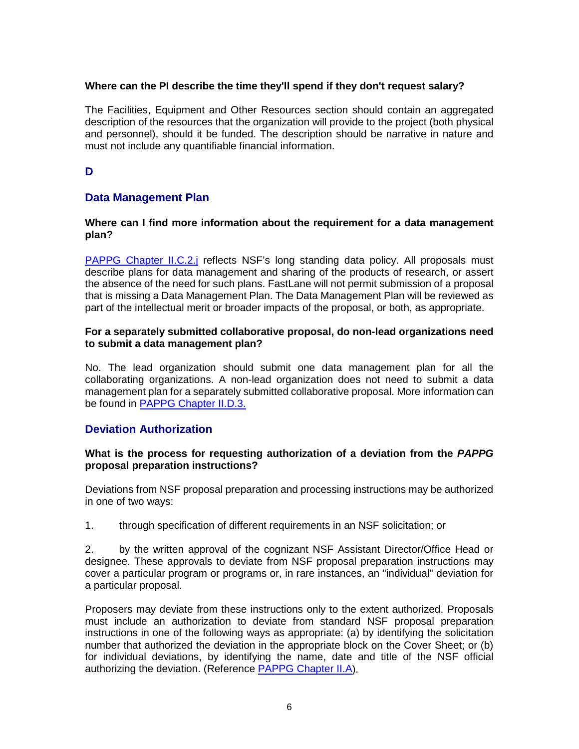**Where can the PI describe the time they'll spend if they don't request salary?**

The Facilities, Equipment and Other Resources section should contain an aggregated description of the resources that the organization will provide to the project (both physical and personnel), should it be funded. The description should be narrative in nature and must not include any quantifiable financial information.

## D

### Data Management Plan

**Where can I find more information about the requirement for a data management plan?**

PAPPG Chapter II.C.2.j reflects NSF's long standing data policy. All proposals must describe plans for data management and sharing of the products of research, or assert the absence of the need for such plans. FastLane will not permit submission of a proposal that is missing a Data Management Plan. The Data Management Plan will be reviewed as part of the intellectual merit or broader impacts of the proposal, or both, as appropriate.

**For a separately submitted collaborative proposal, do non-lead organizations need to submit a data management plan?**

No. The lead organization should submit one data management plan for all the collaborating organizations. A non-lead organization does not need to submit a data management plan for a separately submitted collaborative proposal. More information can be found in PAPPG Chapter II.D.3.

### Deviation Authorization

**What is the process for requesting authorization of a deviation from the *PAPPG* proposal preparation instructions?**

Deviations from NSF proposal preparation and processing instructions may be authorized in one of two ways:

1. through specification of different requirements in an NSF solicitation; or

2. by the written approval of the cognizant NSF Assistant Director/Office Head or designee. These approvals to deviate from NSF proposal preparation instructions may cover a particular program or programs or, in rare instances, an "individual" deviation for a particular proposal.

Proposers may deviate from these instructions only to the extent authorized. Proposals must include an authorization to deviate from standard NSF proposal preparation instructions in one of the following ways as appropriate: (a) by identifying the solicitation number that authorized the deviation in the appropriate block on the Cover Sheet; or (b) for individual deviations, by identifying the name, date and title of the NSF official authorizing the deviation. (Reference PAPPG Chapter II.A).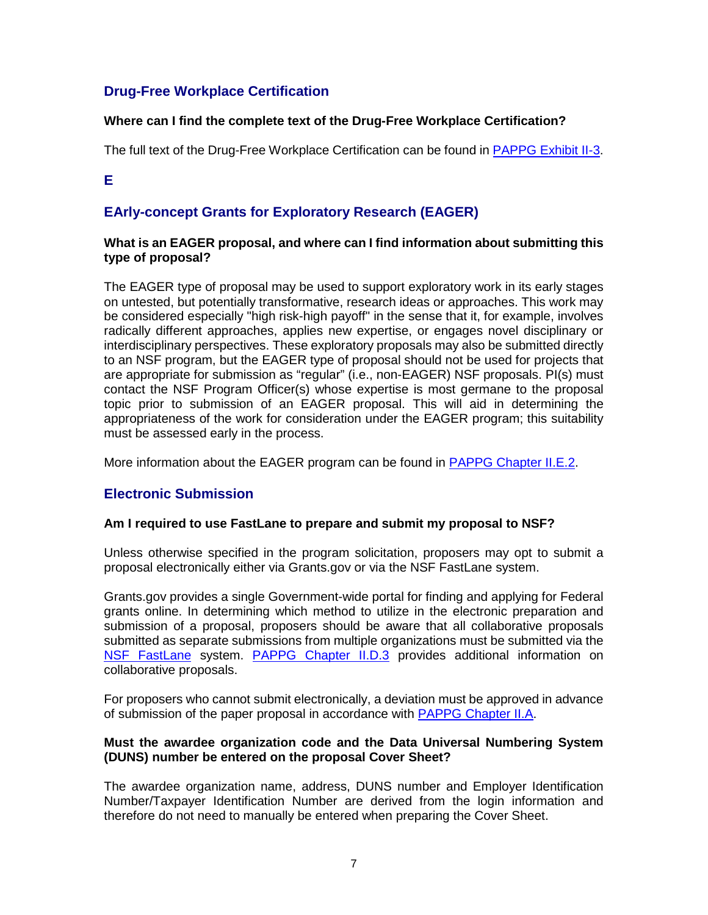## Drug-Free Workplace Certification

**Where can I find the complete text of the Drug-Free Workplace Certification?**

The full text of the Drug-Free Workplace Certification can be found in [PAPPG Exhibit II-3](#).

## E

## EArly-concept Grants for Exploratory Research (EAGER)

**What is an EAGER proposal, and where can I find information about submitting this type of proposal?**

The EAGER type of proposal may be used to support exploratory work in its early stages on untested, but potentially transformative, research ideas or approaches. This work may be considered especially "high risk-high payoff" in the sense that it, for example, involves radically different approaches, applies new expertise, or engages novel disciplinary or interdisciplinary perspectives. These exploratory proposals may also be submitted directly to an NSF program, but the EAGER type of proposal should not be used for projects that are appropriate for submission as "regular" (i.e., non-EAGER) NSF proposals. PI(s) must contact the NSF Program Officer(s) whose expertise is most germane to the proposal topic prior to submission of an EAGER proposal. This will aid in determining the appropriateness of the work for consideration under the EAGER program; this suitability must be assessed early in the process.

More information about the EAGER program can be found in [PAPPG Chapter II.E.2](#).

## Electronic Submission

**Am I required to use FastLane to prepare and submit my proposal to NSF?**

Unless otherwise specified in the program solicitation, proposers may opt to submit a proposal electronically either via Grants.gov or via the NSF FastLane system.

Grants.gov provides a single Government-wide portal for finding and applying for Federal grants online. In determining which method to utilize in the electronic preparation and submission of a proposal, proposers should be aware that all collaborative proposals submitted as separate submissions from multiple organizations must be submitted via the [NSF FastLane](#) system. [PAPPG Chapter II.D.3](#) provides additional information on collaborative proposals.

For proposers who cannot submit electronically, a deviation must be approved in advance of submission of the paper proposal in accordance with [PAPPG Chapter II.A](#).

**Must the awardee organization code and the Data Universal Numbering System (DUNS) number be entered on the proposal Cover Sheet?**

The awardee organization name, address, DUNS number and Employer Identification Number/Taxpayer Identification Number are derived from the login information and therefore do not need to manually be entered when preparing the Cover Sheet.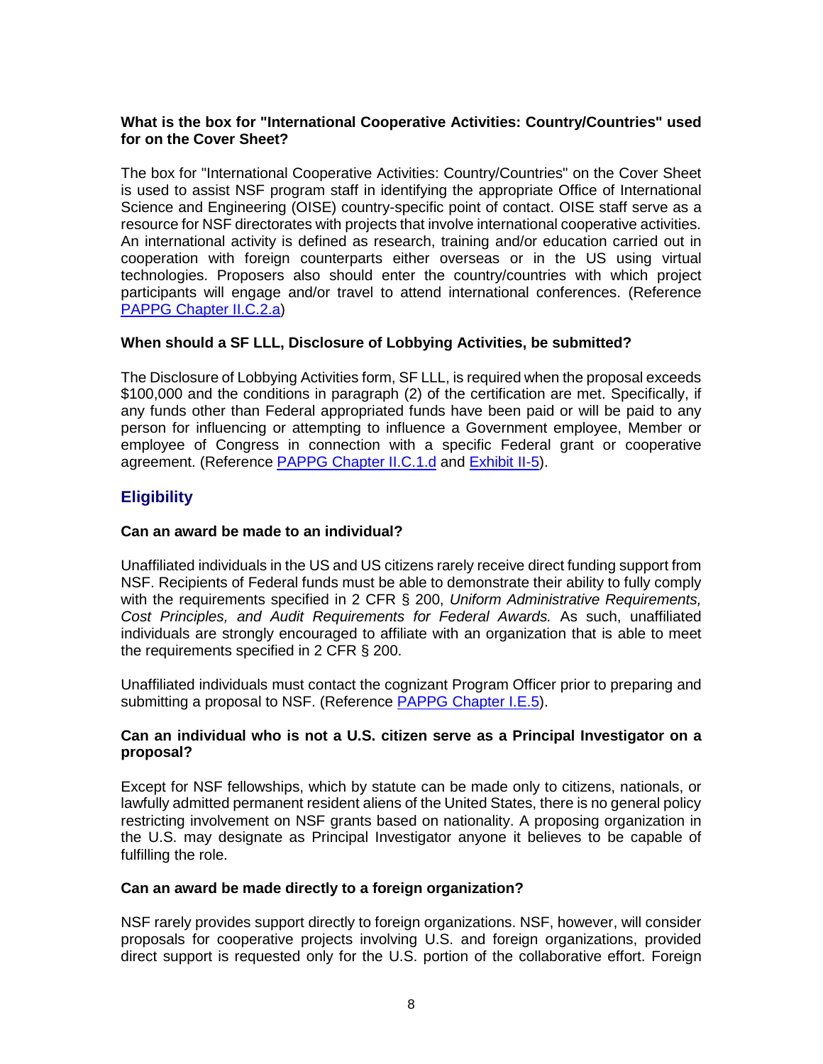**What is the box for "International Cooperative Activities: Country/Countries" used for on the Cover Sheet?**

The box for "International Cooperative Activities: Country/Countries" on the Cover Sheet is used to assist NSF program staff in identifying the appropriate Office of International Science and Engineering (OISE) country-specific point of contact. OISE staff serve as a resource for NSF directorates with projects that involve international cooperative activities. An international activity is defined as research, training and/or education carried out in cooperation with foreign counterparts either overseas or in the US using virtual technologies. Proposers also should enter the country/countries with which project participants will engage and/or travel to attend international conferences. (Reference [PAPPG Chapter II.C.2.a])

**When should a SF LLL, Disclosure of Lobbying Activities, be submitted?**

The Disclosure of Lobbying Activities form, SF LLL, is required when the proposal exceeds $100,000 and the conditions in paragraph (2) of the certification are met. Specifically, if any funds other than Federal appropriated funds have been paid or will be paid to any person for influencing or attempting to influence a Government employee, Member or employee of Congress in connection with a specific Federal grant or cooperative agreement. (Reference [PAPPG Chapter II.C.1.d] and [Exhibit II-5]).

## Eligibility

**Can an award be made to an individual?**

Unaffiliated individuals in the US and US citizens rarely receive direct funding support from NSF. Recipients of Federal funds must be able to demonstrate their ability to fully comply with the requirements specified in 2 CFR § 200, *Uniform Administrative Requirements, Cost Principles, and Audit Requirements for Federal Awards.* As such, unaffiliated individuals are strongly encouraged to affiliate with an organization that is able to meet the requirements specified in 2 CFR § 200.

Unaffiliated individuals must contact the cognizant Program Officer prior to preparing and submitting a proposal to NSF. (Reference [PAPPG Chapter I.E.5]).

**Can an individual who is not a U.S. citizen serve as a Principal Investigator on a proposal?**

Except for NSF fellowships, which by statute can be made only to citizens, nationals, or lawfully admitted permanent resident aliens of the United States, there is no general policy restricting involvement on NSF grants based on nationality. A proposing organization in the U.S. may designate as Principal Investigator anyone it believes to be capable of fulfilling the role.

**Can an award be made directly to a foreign organization?**

NSF rarely provides support directly to foreign organizations. NSF, however, will consider proposals for cooperative projects involving U.S. and foreign organizations, provided direct support is requested only for the U.S. portion of the collaborative effort. Foreign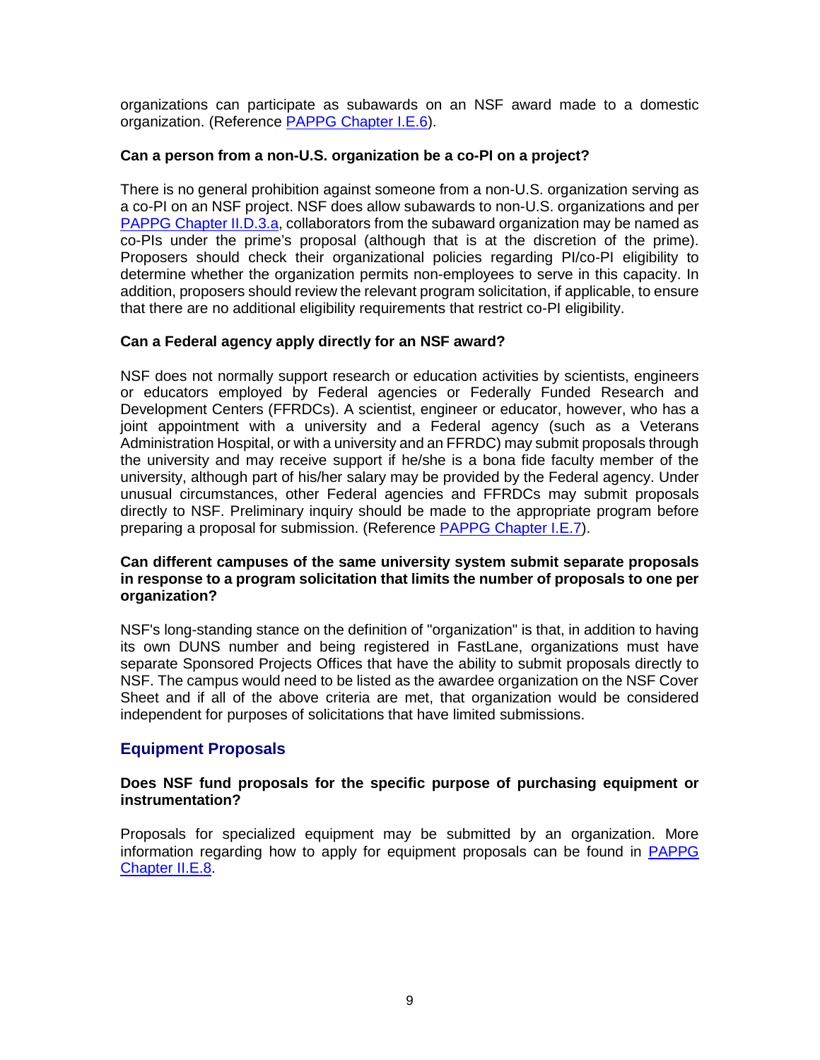organizations can participate as subawards on an NSF award made to a domestic organization. (Reference PAPPG Chapter I.E.6).

**Can a person from a non-U.S. organization be a co-PI on a project?**

There is no general prohibition against someone from a non-U.S. organization serving as a co-PI on an NSF project. NSF does allow subawards to non-U.S. organizations and per PAPPG Chapter II.D.3.a, collaborators from the subaward organization may be named as co-PIs under the prime's proposal (although that is at the discretion of the prime). Proposers should check their organizational policies regarding PI/co-PI eligibility to determine whether the organization permits non-employees to serve in this capacity. In addition, proposers should review the relevant program solicitation, if applicable, to ensure that there are no additional eligibility requirements that restrict co-PI eligibility.

**Can a Federal agency apply directly for an NSF award?**

NSF does not normally support research or education activities by scientists, engineers or educators employed by Federal agencies or Federally Funded Research and Development Centers (FFRDCs). A scientist, engineer or educator, however, who has a joint appointment with a university and a Federal agency (such as a Veterans Administration Hospital, or with a university and an FFRDC) may submit proposals through the university and may receive support if he/she is a bona fide faculty member of the university, although part of his/her salary may be provided by the Federal agency. Under unusual circumstances, other Federal agencies and FFRDCs may submit proposals directly to NSF. Preliminary inquiry should be made to the appropriate program before preparing a proposal for submission. (Reference PAPPG Chapter I.E.7).

**Can different campuses of the same university system submit separate proposals in response to a program solicitation that limits the number of proposals to one per organization?**

NSF's long-standing stance on the definition of "organization" is that, in addition to having its own DUNS number and being registered in FastLane, organizations must have separate Sponsored Projects Offices that have the ability to submit proposals directly to NSF. The campus would need to be listed as the awardee organization on the NSF Cover Sheet and if all of the above criteria are met, that organization would be considered independent for purposes of solicitations that have limited submissions.

## Equipment Proposals

**Does NSF fund proposals for the specific purpose of purchasing equipment or instrumentation?**

Proposals for specialized equipment may be submitted by an organization. More information regarding how to apply for equipment proposals can be found in PAPPG Chapter II.E.8.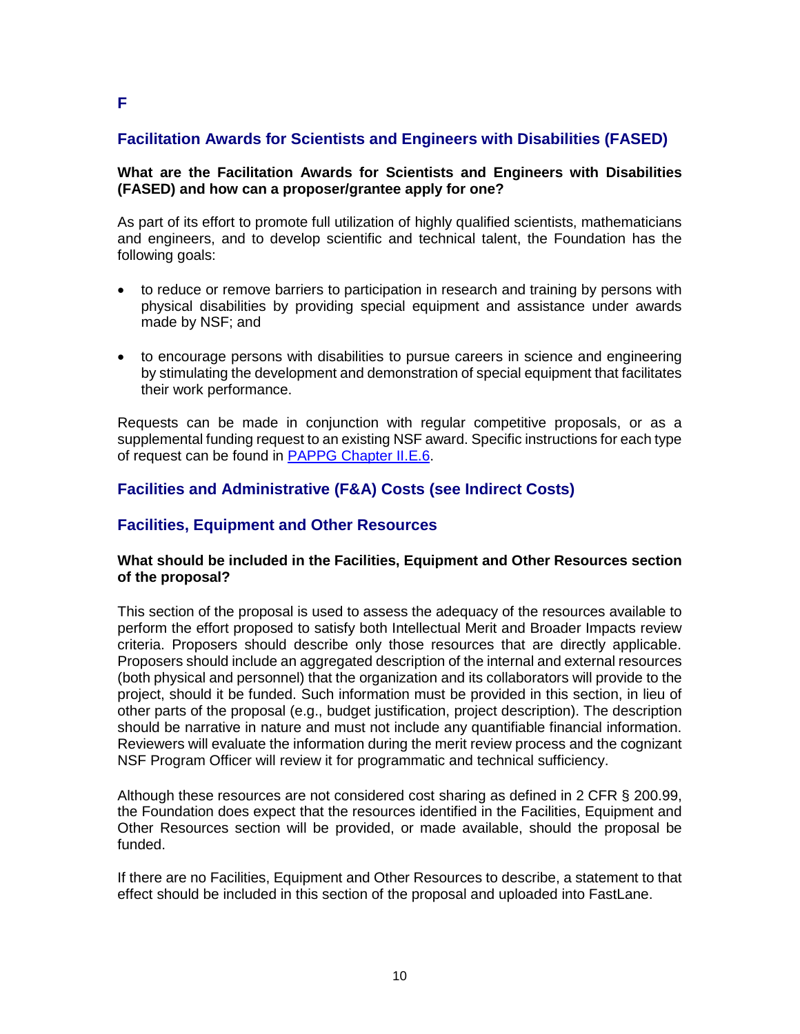# F

## Facilitation Awards for Scientists and Engineers with Disabilities (FASED)

**What are the Facilitation Awards for Scientists and Engineers with Disabilities (FASED) and how can a proposer/grantee apply for one?**

As part of its effort to promote full utilization of highly qualified scientists, mathematicians and engineers, and to develop scientific and technical talent, the Foundation has the following goals:

- to reduce or remove barriers to participation in research and training by persons with physical disabilities by providing special equipment and assistance under awards made by NSF; and
- to encourage persons with disabilities to pursue careers in science and engineering by stimulating the development and demonstration of special equipment that facilitates their work performance.

Requests can be made in conjunction with regular competitive proposals, or as a supplemental funding request to an existing NSF award. Specific instructions for each type of request can be found in [PAPPG Chapter II.E.6](PAPPG Chapter II.E.6).

## Facilities and Administrative (F&A) Costs (see Indirect Costs)

## Facilities, Equipment and Other Resources

**What should be included in the Facilities, Equipment and Other Resources section of the proposal?**

This section of the proposal is used to assess the adequacy of the resources available to perform the effort proposed to satisfy both Intellectual Merit and Broader Impacts review criteria. Proposers should describe only those resources that are directly applicable. Proposers should include an aggregated description of the internal and external resources (both physical and personnel) that the organization and its collaborators will provide to the project, should it be funded. Such information must be provided in this section, in lieu of other parts of the proposal (e.g., budget justification, project description). The description should be narrative in nature and must not include any quantifiable financial information. Reviewers will evaluate the information during the merit review process and the cognizant NSF Program Officer will review it for programmatic and technical sufficiency.

Although these resources are not considered cost sharing as defined in 2 CFR § 200.99, the Foundation does expect that the resources identified in the Facilities, Equipment and Other Resources section will be provided, or made available, should the proposal be funded.

If there are no Facilities, Equipment and Other Resources to describe, a statement to that effect should be included in this section of the proposal and uploaded into FastLane.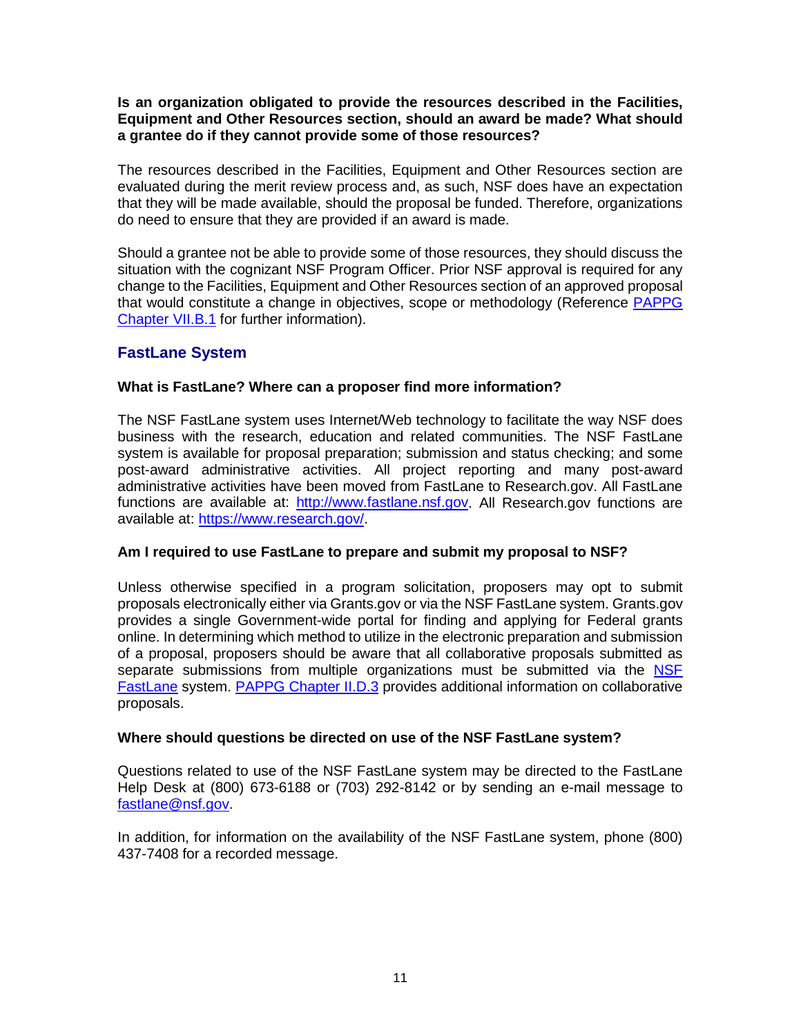**Is an organization obligated to provide the resources described in the Facilities, Equipment and Other Resources section, should an award be made? What should a grantee do if they cannot provide some of those resources?**

The resources described in the Facilities, Equipment and Other Resources section are evaluated during the merit review process and, as such, NSF does have an expectation that they will be made available, should the proposal be funded. Therefore, organizations do need to ensure that they are provided if an award is made.

Should a grantee not be able to provide some of those resources, they should discuss the situation with the cognizant NSF Program Officer. Prior NSF approval is required for any change to the Facilities, Equipment and Other Resources section of an approved proposal that would constitute a change in objectives, scope or methodology (Reference [PAPPG Chapter VII.B.1]() for further information).

## FastLane System

**What is FastLane? Where can a proposer find more information?**

The NSF FastLane system uses Internet/Web technology to facilitate the way NSF does business with the research, education and related communities. The NSF FastLane system is available for proposal preparation; submission and status checking; and some post-award administrative activities. All project reporting and many post-award administrative activities have been moved from FastLane to Research.gov. All FastLane functions are available at: [http://www.fastlane.nsf.gov](http://www.fastlane.nsf.gov). All Research.gov functions are available at: [https://www.research.gov/](https://www.research.gov/).

**Am I required to use FastLane to prepare and submit my proposal to NSF?**

Unless otherwise specified in a program solicitation, proposers may opt to submit proposals electronically either via Grants.gov or via the NSF FastLane system. Grants.gov provides a single Government-wide portal for finding and applying for Federal grants online. In determining which method to utilize in the electronic preparation and submission of a proposal, proposers should be aware that all collaborative proposals submitted as separate submissions from multiple organizations must be submitted via the [NSF FastLane]() system. [PAPPG Chapter II.D.3]() provides additional information on collaborative proposals.

**Where should questions be directed on use of the NSF FastLane system?**

Questions related to use of the NSF FastLane system may be directed to the FastLane Help Desk at (800) 673-6188 or (703) 292-8142 or by sending an e-mail message to [fastlane@nsf.gov](mailto:fastlane@nsf.gov).

In addition, for information on the availability of the NSF FastLane system, phone (800) 437-7408 for a recorded message.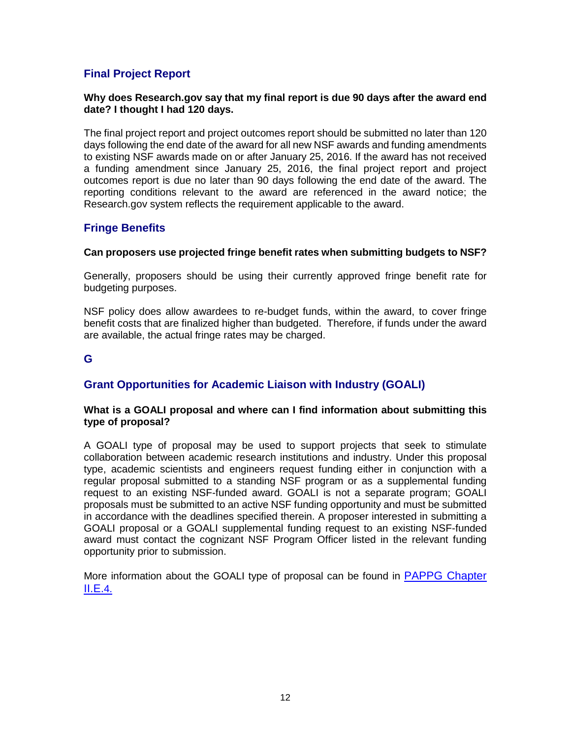## Final Project Report

**Why does Research.gov say that my final report is due 90 days after the award end date? I thought I had 120 days.**

The final project report and project outcomes report should be submitted no later than 120 days following the end date of the award for all new NSF awards and funding amendments to existing NSF awards made on or after January 25, 2016. If the award has not received a funding amendment since January 25, 2016, the final project report and project outcomes report is due no later than 90 days following the end date of the award. The reporting conditions relevant to the award are referenced in the award notice; the Research.gov system reflects the requirement applicable to the award.

## Fringe Benefits

**Can proposers use projected fringe benefit rates when submitting budgets to NSF?**

Generally, proposers should be using their currently approved fringe benefit rate for budgeting purposes.

NSF policy does allow awardees to re-budget funds, within the award, to cover fringe benefit costs that are finalized higher than budgeted. Therefore, if funds under the award are available, the actual fringe rates may be charged.

# G

## Grant Opportunities for Academic Liaison with Industry (GOALI)

**What is a GOALI proposal and where can I find information about submitting this type of proposal?**

A GOALI type of proposal may be used to support projects that seek to stimulate collaboration between academic research institutions and industry. Under this proposal type, academic scientists and engineers request funding either in conjunction with a regular proposal submitted to a standing NSF program or as a supplemental funding request to an existing NSF-funded award. GOALI is not a separate program; GOALI proposals must be submitted to an active NSF funding opportunity and must be submitted in accordance with the deadlines specified therein. A proposer interested in submitting a GOALI proposal or a GOALI supplemental funding request to an existing NSF-funded award must contact the cognizant NSF Program Officer listed in the relevant funding opportunity prior to submission.

More information about the GOALI type of proposal can be found in PAPPG Chapter II.E.4.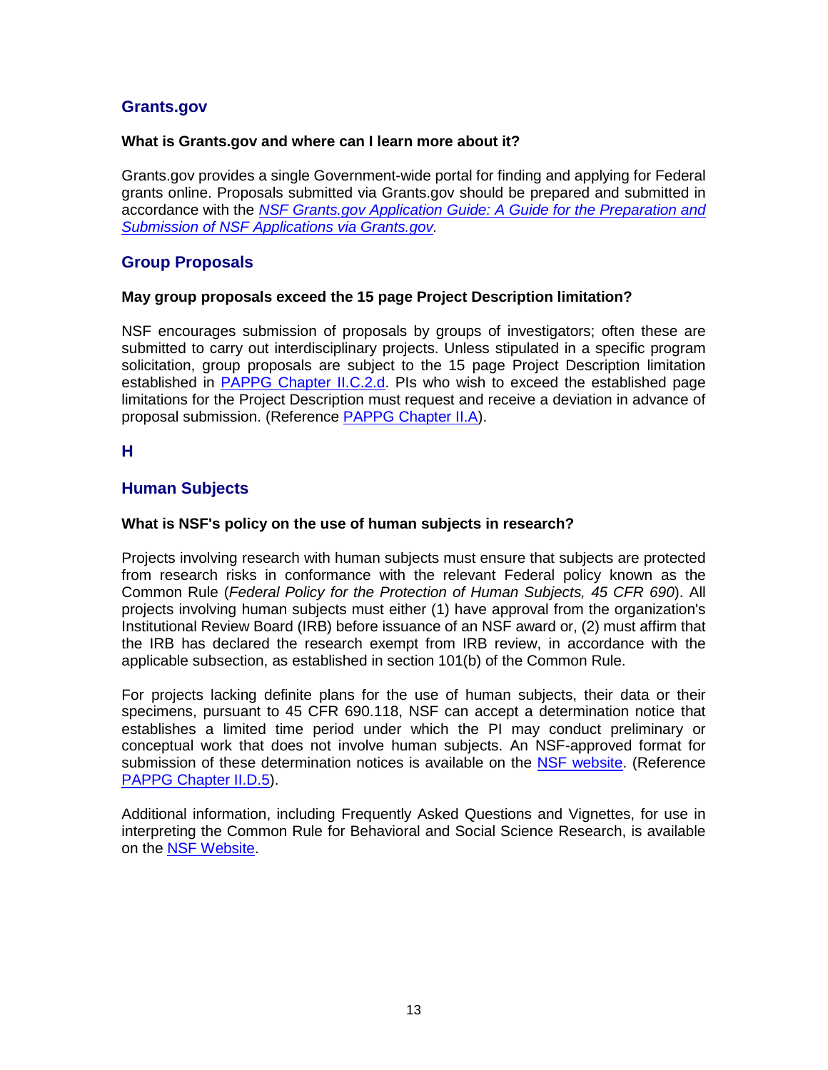## Grants.gov

**What is Grants.gov and where can I learn more about it?**

Grants.gov provides a single Government-wide portal for finding and applying for Federal grants online. Proposals submitted via Grants.gov should be prepared and submitted in accordance with the *NSF Grants.gov Application Guide: A Guide for the Preparation and Submission of NSF Applications via Grants.gov*.

## Group Proposals

**May group proposals exceed the 15 page Project Description limitation?**

NSF encourages submission of proposals by groups of investigators; often these are submitted to carry out interdisciplinary projects. Unless stipulated in a specific program solicitation, group proposals are subject to the 15 page Project Description limitation established in PAPPG Chapter II.C.2.d. PIs who wish to exceed the established page limitations for the Project Description must request and receive a deviation in advance of proposal submission. (Reference PAPPG Chapter II.A).

# H

## Human Subjects

**What is NSF's policy on the use of human subjects in research?**

Projects involving research with human subjects must ensure that subjects are protected from research risks in conformance with the relevant Federal policy known as the Common Rule (*Federal Policy for the Protection of Human Subjects, 45 CFR 690*). All projects involving human subjects must either (1) have approval from the organization's Institutional Review Board (IRB) before issuance of an NSF award or, (2) must affirm that the IRB has declared the research exempt from IRB review, in accordance with the applicable subsection, as established in section 101(b) of the Common Rule.

For projects lacking definite plans for the use of human subjects, their data or their specimens, pursuant to 45 CFR 690.118, NSF can accept a determination notice that establishes a limited time period under which the PI may conduct preliminary or conceptual work that does not involve human subjects. An NSF-approved format for submission of these determination notices is available on the NSF website. (Reference PAPPG Chapter II.D.5).

Additional information, including Frequently Asked Questions and Vignettes, for use in interpreting the Common Rule for Behavioral and Social Science Research, is available on the NSF Website.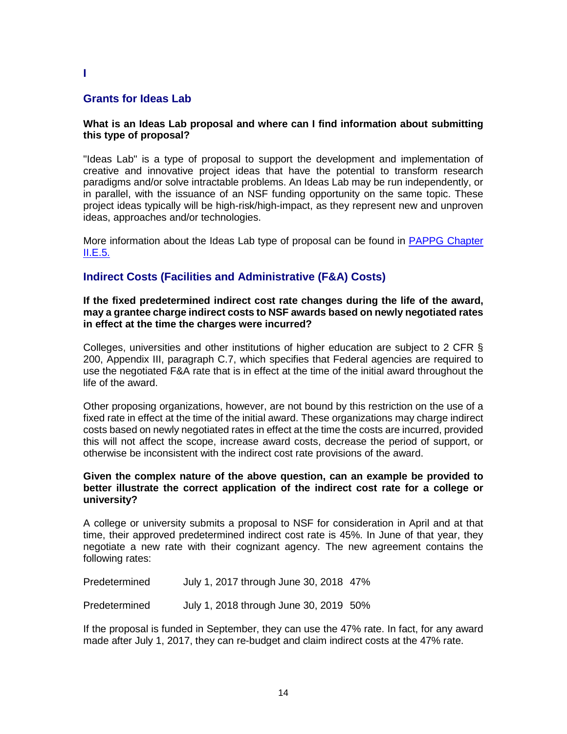## I

### Grants for Ideas Lab

**What is an Ideas Lab proposal and where can I find information about submitting this type of proposal?**

"Ideas Lab" is a type of proposal to support the development and implementation of creative and innovative project ideas that have the potential to transform research paradigms and/or solve intractable problems. An Ideas Lab may be run independently, or in parallel, with the issuance of an NSF funding opportunity on the same topic. These project ideas typically will be high-risk/high-impact, as they represent new and unproven ideas, approaches and/or technologies.

More information about the Ideas Lab type of proposal can be found in [PAPPG Chapter II.E.5.](#)

### Indirect Costs (Facilities and Administrative (F&A) Costs)

**If the fixed predetermined indirect cost rate changes during the life of the award, may a grantee charge indirect costs to NSF awards based on newly negotiated rates in effect at the time the charges were incurred?**

Colleges, universities and other institutions of higher education are subject to 2 CFR § 200, Appendix III, paragraph C.7, which specifies that Federal agencies are required to use the negotiated F&A rate that is in effect at the time of the initial award throughout the life of the award.

Other proposing organizations, however, are not bound by this restriction on the use of a fixed rate in effect at the time of the initial award. These organizations may charge indirect costs based on newly negotiated rates in effect at the time the costs are incurred, provided this will not affect the scope, increase award costs, decrease the period of support, or otherwise be inconsistent with the indirect cost rate provisions of the award.

**Given the complex nature of the above question, can an example be provided to better illustrate the correct application of the indirect cost rate for a college or university?**

A college or university submits a proposal to NSF for consideration in April and at that time, their approved predetermined indirect cost rate is 45%. In June of that year, they negotiate a new rate with their cognizant agency. The new agreement contains the following rates:

| | | |
|---|---|---|
| Predetermined | July 1, 2017 through June 30, 2018 | 47% |
| Predetermined | July 1, 2018 through June 30, 2019 | 50% |

If the proposal is funded in September, they can use the 47% rate. In fact, for any award made after July 1, 2017, they can re-budget and claim indirect costs at the 47% rate.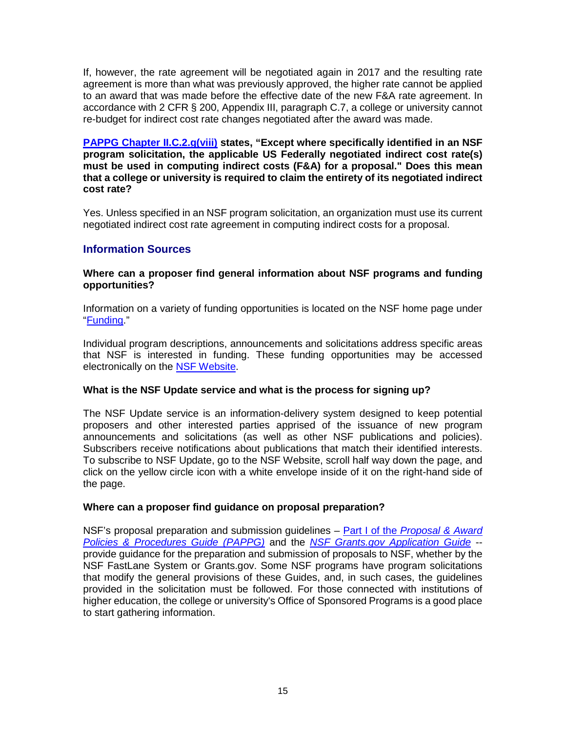If, however, the rate agreement will be negotiated again in 2017 and the resulting rate agreement is more than what was previously approved, the higher rate cannot be applied to an award that was made before the effective date of the new F&A rate agreement. In accordance with 2 CFR § 200, Appendix III, paragraph C.7, a college or university cannot re-budget for indirect cost rate changes negotiated after the award was made.

**PAPPG Chapter II.C.2.g(viii) states, "Except where specifically identified in an NSF program solicitation, the applicable US Federally negotiated indirect cost rate(s) must be used in computing indirect costs (F&A) for a proposal." Does this mean that a college or university is required to claim the entirety of its negotiated indirect cost rate?**

Yes. Unless specified in an NSF program solicitation, an organization must use its current negotiated indirect cost rate agreement in computing indirect costs for a proposal.

## Information Sources

**Where can a proposer find general information about NSF programs and funding opportunities?**

Information on a variety of funding opportunities is located on the NSF home page under "Funding."

Individual program descriptions, announcements and solicitations address specific areas that NSF is interested in funding. These funding opportunities may be accessed electronically on the NSF Website.

**What is the NSF Update service and what is the process for signing up?**

The NSF Update service is an information-delivery system designed to keep potential proposers and other interested parties apprised of the issuance of new program announcements and solicitations (as well as other NSF publications and policies). Subscribers receive notifications about publications that match their identified interests. To subscribe to NSF Update, go to the NSF Website, scroll half way down the page, and click on the yellow circle icon with a white envelope inside of it on the right-hand side of the page.

**Where can a proposer find guidance on proposal preparation?**

NSF's proposal preparation and submission guidelines – Part I of the *Proposal & Award Policies & Procedures Guide (PAPPG)* and the *NSF Grants.gov Application Guide* -- provide guidance for the preparation and submission of proposals to NSF, whether by the NSF FastLane System or Grants.gov. Some NSF programs have program solicitations that modify the general provisions of these Guides, and, in such cases, the guidelines provided in the solicitation must be followed. For those connected with institutions of higher education, the college or university's Office of Sponsored Programs is a good place to start gathering information.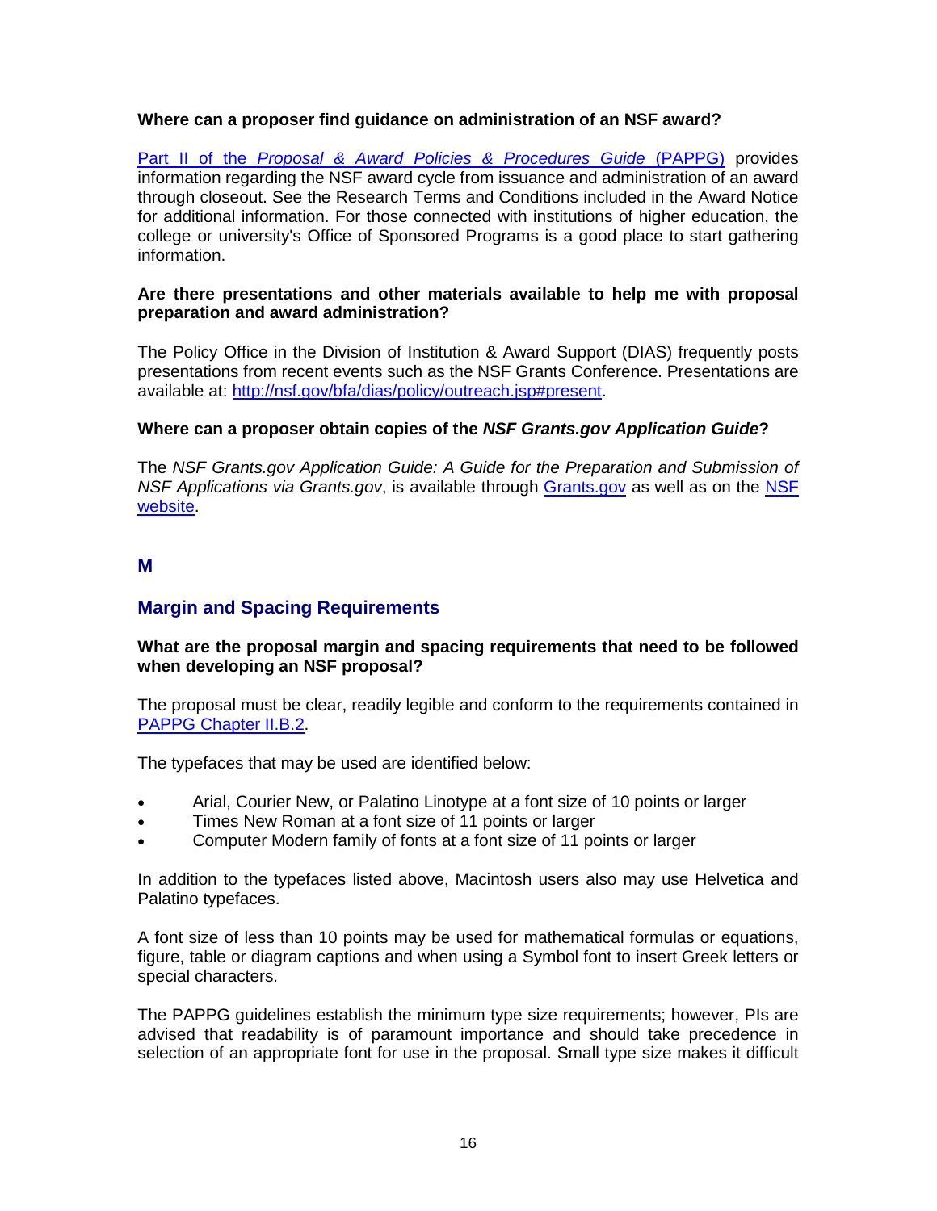**Where can a proposer find guidance on administration of an NSF award?**

[Part II of the *Proposal & Award Policies & Procedures Guide* (PAPPG)](#) provides information regarding the NSF award cycle from issuance and administration of an award through closeout. See the Research Terms and Conditions included in the Award Notice for additional information. For those connected with institutions of higher education, the college or university's Office of Sponsored Programs is a good place to start gathering information.

**Are there presentations and other materials available to help me with proposal preparation and award administration?**

The Policy Office in the Division of Institution & Award Support (DIAS) frequently posts presentations from recent events such as the NSF Grants Conference. Presentations are available at: http://nsf.gov/bfa/dias/policy/outreach.jsp#present.

**Where can a proposer obtain copies of the *NSF Grants.gov Application Guide*?**

The *NSF Grants.gov Application Guide: A Guide for the Preparation and Submission of NSF Applications via Grants.gov*, is available through Grants.gov as well as on the NSF website.

## M

## Margin and Spacing Requirements

**What are the proposal margin and spacing requirements that need to be followed when developing an NSF proposal?**

The proposal must be clear, readily legible and conform to the requirements contained in PAPPG Chapter II.B.2.

The typefaces that may be used are identified below:

- Arial, Courier New, or Palatino Linotype at a font size of 10 points or larger
- Times New Roman at a font size of 11 points or larger
- Computer Modern family of fonts at a font size of 11 points or larger

In addition to the typefaces listed above, Macintosh users also may use Helvetica and Palatino typefaces.

A font size of less than 10 points may be used for mathematical formulas or equations, figure, table or diagram captions and when using a Symbol font to insert Greek letters or special characters.

The PAPPG guidelines establish the minimum type size requirements; however, PIs are advised that readability is of paramount importance and should take precedence in selection of an appropriate font for use in the proposal. Small type size makes it difficult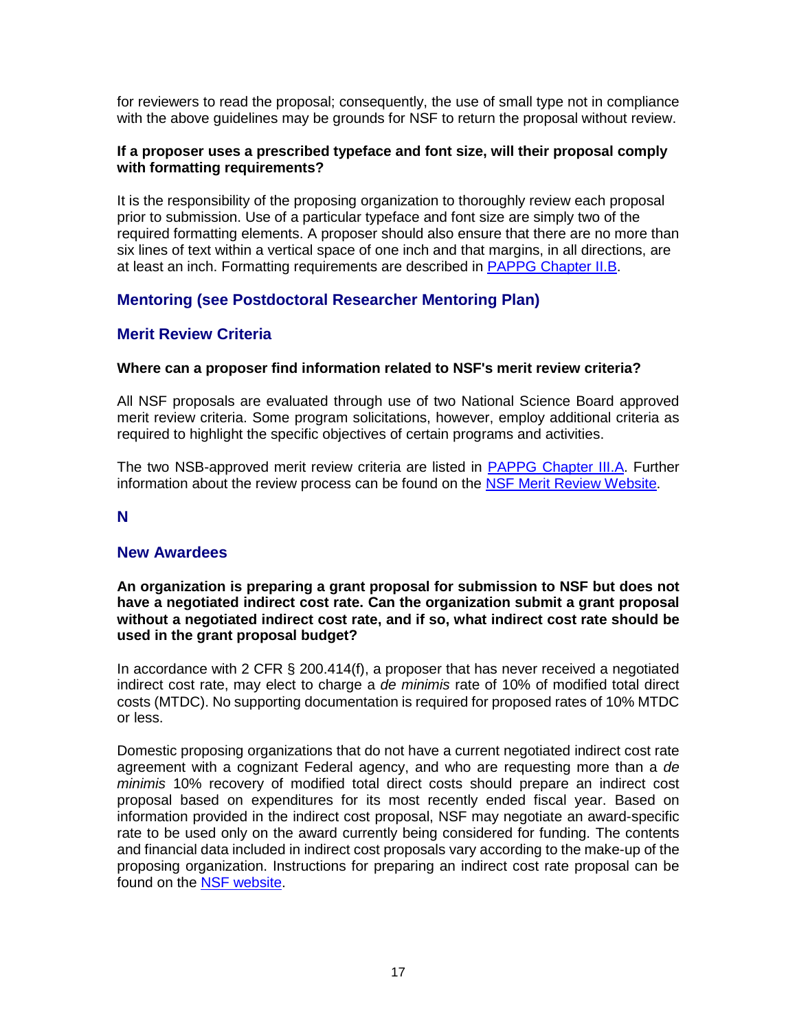for reviewers to read the proposal; consequently, the use of small type not in compliance with the above guidelines may be grounds for NSF to return the proposal without review.

**If a proposer uses a prescribed typeface and font size, will their proposal comply with formatting requirements?**

It is the responsibility of the proposing organization to thoroughly review each proposal prior to submission. Use of a particular typeface and font size are simply two of the required formatting elements. A proposer should also ensure that there are no more than six lines of text within a vertical space of one inch and that margins, in all directions, are at least an inch. Formatting requirements are described in [PAPPG Chapter II.B](PAPPG Chapter II.B).

### Mentoring (see Postdoctoral Researcher Mentoring Plan)

### Merit Review Criteria

**Where can a proposer find information related to NSF's merit review criteria?**

All NSF proposals are evaluated through use of two National Science Board approved merit review criteria. Some program solicitations, however, employ additional criteria as required to highlight the specific objectives of certain programs and activities.

The two NSB-approved merit review criteria are listed in [PAPPG Chapter III.A](PAPPG Chapter III.A). Further information about the review process can be found on the [NSF Merit Review Website](NSF Merit Review Website).

## N

### New Awardees

**An organization is preparing a grant proposal for submission to NSF but does not have a negotiated indirect cost rate. Can the organization submit a grant proposal without a negotiated indirect cost rate, and if so, what indirect cost rate should be used in the grant proposal budget?**

In accordance with 2 CFR § 200.414(f), a proposer that has never received a negotiated indirect cost rate, may elect to charge a *de minimis* rate of 10% of modified total direct costs (MTDC). No supporting documentation is required for proposed rates of 10% MTDC or less.

Domestic proposing organizations that do not have a current negotiated indirect cost rate agreement with a cognizant Federal agency, and who are requesting more than a *de minimis* 10% recovery of modified total direct costs should prepare an indirect cost proposal based on expenditures for its most recently ended fiscal year. Based on information provided in the indirect cost proposal, NSF may negotiate an award-specific rate to be used only on the award currently being considered for funding. The contents and financial data included in indirect cost proposals vary according to the make-up of the proposing organization. Instructions for preparing an indirect cost rate proposal can be found on the [NSF website](NSF website).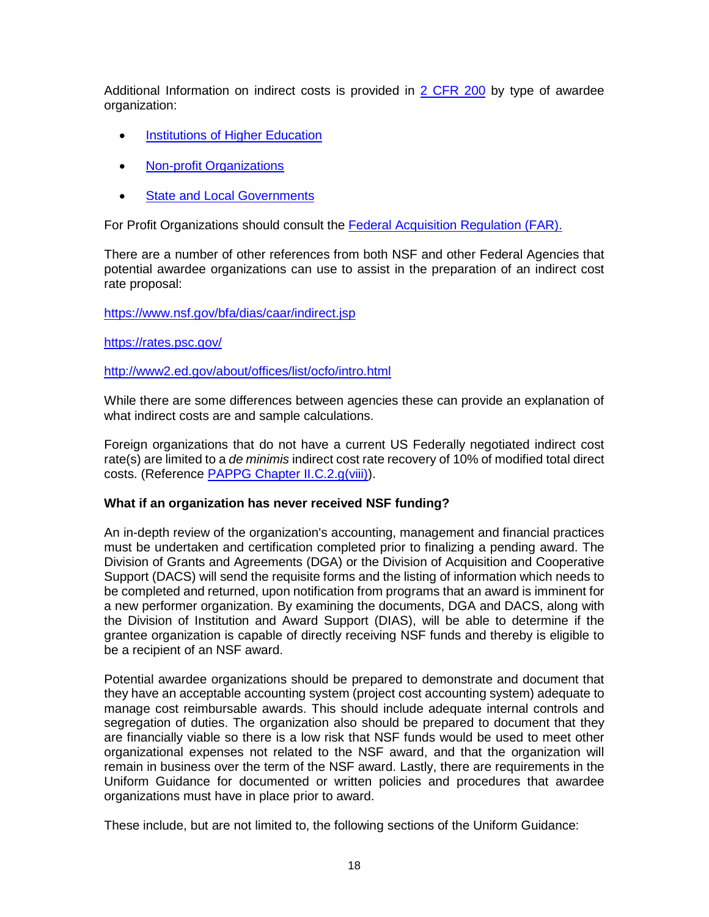Additional Information on indirect costs is provided in [2 CFR 200](#) by type of awardee organization:

- [Institutions of Higher Education](#)
- [Non-profit Organizations](#)
- [State and Local Governments](#)

For Profit Organizations should consult the [Federal Acquisition Regulation (FAR).](#)

There are a number of other references from both NSF and other Federal Agencies that potential awardee organizations can use to assist in the preparation of an indirect cost rate proposal:

https://www.nsf.gov/bfa/dias/caar/indirect.jsp

https://rates.psc.gov/

http://www2.ed.gov/about/offices/list/ocfo/intro.html

While there are some differences between agencies these can provide an explanation of what indirect costs are and sample calculations.

Foreign organizations that do not have a current US Federally negotiated indirect cost rate(s) are limited to a *de minimis* indirect cost rate recovery of 10% of modified total direct costs. (Reference [PAPPG Chapter II.C.2.g(viii)](#)).

**What if an organization has never received NSF funding?**

An in-depth review of the organization's accounting, management and financial practices must be undertaken and certification completed prior to finalizing a pending award. The Division of Grants and Agreements (DGA) or the Division of Acquisition and Cooperative Support (DACS) will send the requisite forms and the listing of information which needs to be completed and returned, upon notification from programs that an award is imminent for a new performer organization. By examining the documents, DGA and DACS, along with the Division of Institution and Award Support (DIAS), will be able to determine if the grantee organization is capable of directly receiving NSF funds and thereby is eligible to be a recipient of an NSF award.

Potential awardee organizations should be prepared to demonstrate and document that they have an acceptable accounting system (project cost accounting system) adequate to manage cost reimbursable awards. This should include adequate internal controls and segregation of duties. The organization also should be prepared to document that they are financially viable so there is a low risk that NSF funds would be used to meet other organizational expenses not related to the NSF award, and that the organization will remain in business over the term of the NSF award. Lastly, there are requirements in the Uniform Guidance for documented or written policies and procedures that awardee organizations must have in place prior to award.

These include, but are not limited to, the following sections of the Uniform Guidance: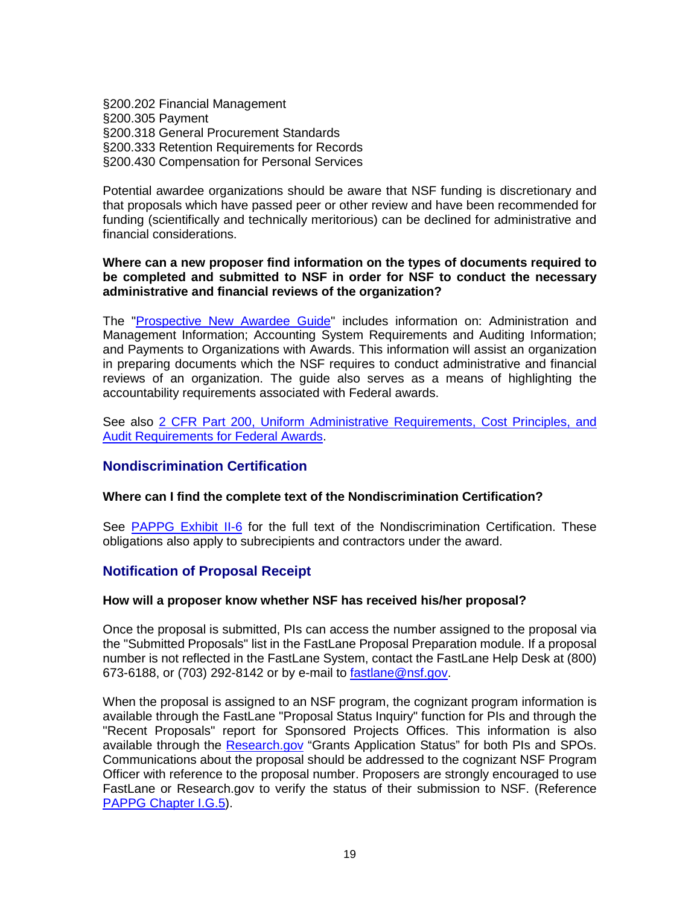§200.202 Financial Management
§200.305 Payment
§200.318 General Procurement Standards
§200.333 Retention Requirements for Records
§200.430 Compensation for Personal Services

Potential awardee organizations should be aware that NSF funding is discretionary and that proposals which have passed peer or other review and have been recommended for funding (scientifically and technically meritorious) can be declined for administrative and financial considerations.

**Where can a new proposer find information on the types of documents required to be completed and submitted to NSF in order for NSF to conduct the necessary administrative and financial reviews of the organization?**

The "Prospective New Awardee Guide" includes information on: Administration and Management Information; Accounting System Requirements and Auditing Information; and Payments to Organizations with Awards. This information will assist an organization in preparing documents which the NSF requires to conduct administrative and financial reviews of an organization. The guide also serves as a means of highlighting the accountability requirements associated with Federal awards.

See also 2 CFR Part 200, Uniform Administrative Requirements, Cost Principles, and Audit Requirements for Federal Awards.

## Nondiscrimination Certification

**Where can I find the complete text of the Nondiscrimination Certification?**

See PAPPG Exhibit II-6 for the full text of the Nondiscrimination Certification. These obligations also apply to subrecipients and contractors under the award.

## Notification of Proposal Receipt

**How will a proposer know whether NSF has received his/her proposal?**

Once the proposal is submitted, PIs can access the number assigned to the proposal via the "Submitted Proposals" list in the FastLane Proposal Preparation module. If a proposal number is not reflected in the FastLane System, contact the FastLane Help Desk at (800) 673-6188, or (703) 292-8142 or by e-mail to fastlane@nsf.gov.

When the proposal is assigned to an NSF program, the cognizant program information is available through the FastLane "Proposal Status Inquiry" function for PIs and through the "Recent Proposals" report for Sponsored Projects Offices. This information is also available through the Research.gov "Grants Application Status" for both PIs and SPOs. Communications about the proposal should be addressed to the cognizant NSF Program Officer with reference to the proposal number. Proposers are strongly encouraged to use FastLane or Research.gov to verify the status of their submission to NSF. (Reference PAPPG Chapter I.G.5).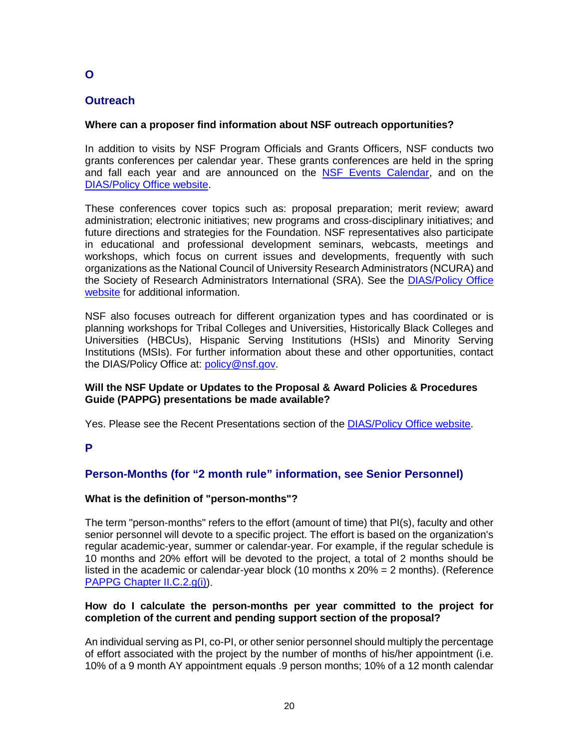## O

### Outreach

**Where can a proposer find information about NSF outreach opportunities?**

In addition to visits by NSF Program Officials and Grants Officers, NSF conducts two grants conferences per calendar year. These grants conferences are held in the spring and fall each year and are announced on the [NSF Events Calendar](), and on the [DIAS/Policy Office website]().

These conferences cover topics such as: proposal preparation; merit review; award administration; electronic initiatives; new programs and cross-disciplinary initiatives; and future directions and strategies for the Foundation. NSF representatives also participate in educational and professional development seminars, webcasts, meetings and workshops, which focus on current issues and developments, frequently with such organizations as the National Council of University Research Administrators (NCURA) and the Society of Research Administrators International (SRA). See the [DIAS/Policy Office website]() for additional information.

NSF also focuses outreach for different organization types and has coordinated or is planning workshops for Tribal Colleges and Universities, Historically Black Colleges and Universities (HBCUs), Hispanic Serving Institutions (HSIs) and Minority Serving Institutions (MSIs). For further information about these and other opportunities, contact the DIAS/Policy Office at: [policy@nsf.gov]().

**Will the NSF Update or Updates to the Proposal & Award Policies & Procedures Guide (PAPPG) presentations be made available?**

Yes. Please see the Recent Presentations section of the [DIAS/Policy Office website]().

## P

### Person-Months (for "2 month rule" information, see Senior Personnel)

**What is the definition of "person-months"?**

The term "person-months" refers to the effort (amount of time) that PI(s), faculty and other senior personnel will devote to a specific project. The effort is based on the organization's regular academic-year, summer or calendar-year. For example, if the regular schedule is 10 months and 20% effort will be devoted to the project, a total of 2 months should be listed in the academic or calendar-year block (10 months x 20% = 2 months). (Reference [PAPPG Chapter II.C.2.g(i)]()).

**How do I calculate the person-months per year committed to the project for completion of the current and pending support section of the proposal?**

An individual serving as PI, co-PI, or other senior personnel should multiply the percentage of effort associated with the project by the number of months of his/her appointment (i.e. 10% of a 9 month AY appointment equals .9 person months; 10% of a 12 month calendar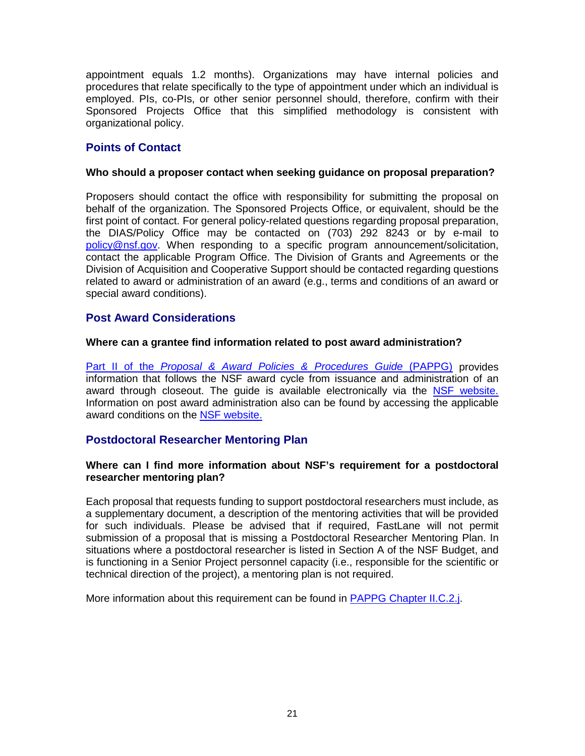appointment equals 1.2 months). Organizations may have internal policies and procedures that relate specifically to the type of appointment under which an individual is employed. PIs, co-PIs, or other senior personnel should, therefore, confirm with their Sponsored Projects Office that this simplified methodology is consistent with organizational policy.

## Points of Contact

**Who should a proposer contact when seeking guidance on proposal preparation?**

Proposers should contact the office with responsibility for submitting the proposal on behalf of the organization. The Sponsored Projects Office, or equivalent, should be the first point of contact. For general policy-related questions regarding proposal preparation, the DIAS/Policy Office may be contacted on (703) 292 8243 or by e-mail to policy@nsf.gov. When responding to a specific program announcement/solicitation, contact the applicable Program Office. The Division of Grants and Agreements or the Division of Acquisition and Cooperative Support should be contacted regarding questions related to award or administration of an award (e.g., terms and conditions of an award or special award conditions).

## Post Award Considerations

**Where can a grantee find information related to post award administration?**

Part II of the *Proposal & Award Policies & Procedures Guide* (PAPPG) provides information that follows the NSF award cycle from issuance and administration of an award through closeout. The guide is available electronically via the NSF website. Information on post award administration also can be found by accessing the applicable award conditions on the NSF website.

## Postdoctoral Researcher Mentoring Plan

**Where can I find more information about NSF's requirement for a postdoctoral researcher mentoring plan?**

Each proposal that requests funding to support postdoctoral researchers must include, as a supplementary document, a description of the mentoring activities that will be provided for such individuals. Please be advised that if required, FastLane will not permit submission of a proposal that is missing a Postdoctoral Researcher Mentoring Plan. In situations where a postdoctoral researcher is listed in Section A of the NSF Budget, and is functioning in a Senior Project personnel capacity (i.e., responsible for the scientific or technical direction of the project), a mentoring plan is not required.

More information about this requirement can be found in PAPPG Chapter II.C.2.j.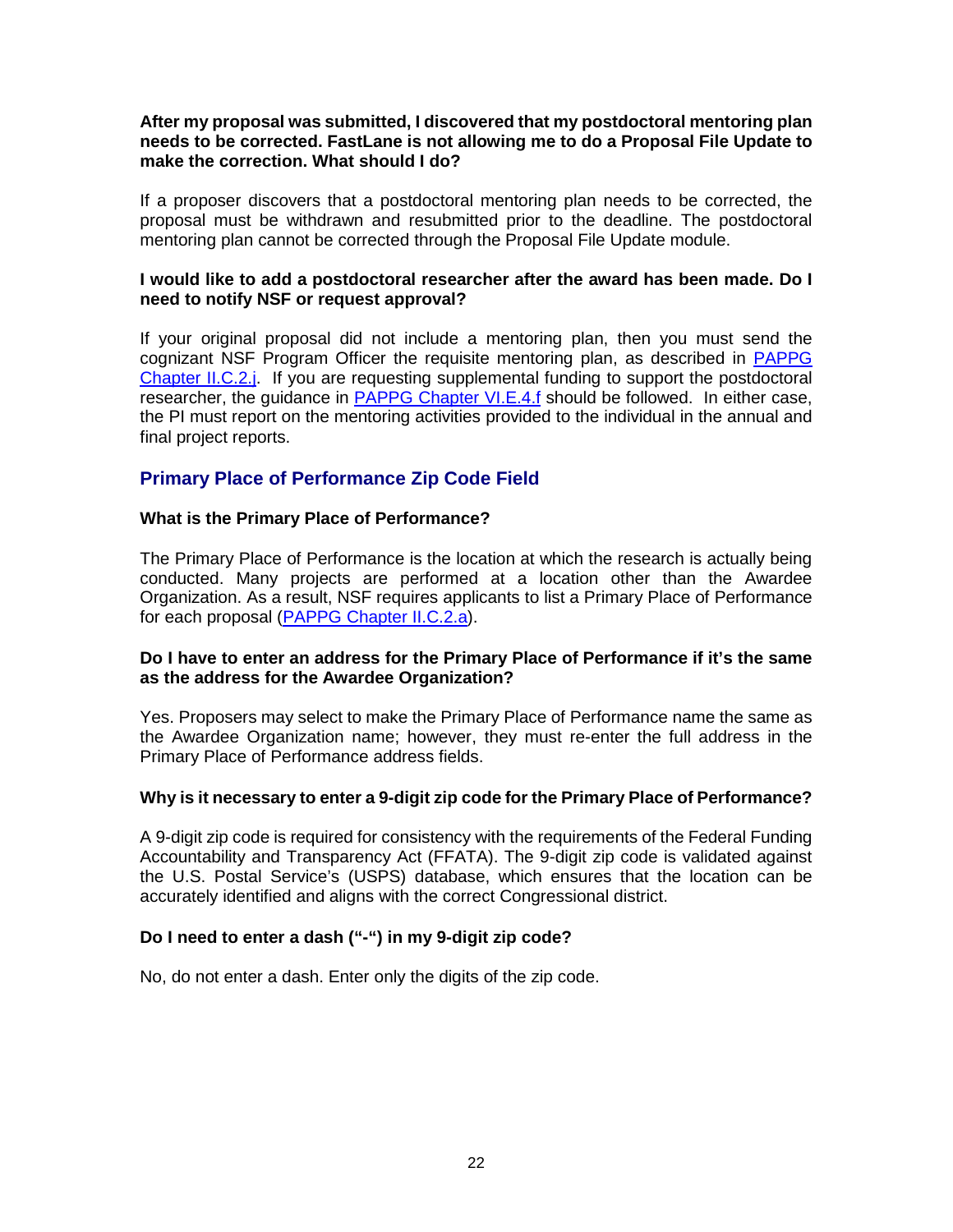**After my proposal was submitted, I discovered that my postdoctoral mentoring plan needs to be corrected. FastLane is not allowing me to do a Proposal File Update to make the correction. What should I do?**

If a proposer discovers that a postdoctoral mentoring plan needs to be corrected, the proposal must be withdrawn and resubmitted prior to the deadline. The postdoctoral mentoring plan cannot be corrected through the Proposal File Update module.

**I would like to add a postdoctoral researcher after the award has been made. Do I need to notify NSF or request approval?**

If your original proposal did not include a mentoring plan, then you must send the cognizant NSF Program Officer the requisite mentoring plan, as described in PAPPG Chapter II.C.2.j. If you are requesting supplemental funding to support the postdoctoral researcher, the guidance in PAPPG Chapter VI.E.4.f should be followed. In either case, the PI must report on the mentoring activities provided to the individual in the annual and final project reports.

## Primary Place of Performance Zip Code Field

**What is the Primary Place of Performance?**

The Primary Place of Performance is the location at which the research is actually being conducted. Many projects are performed at a location other than the Awardee Organization. As a result, NSF requires applicants to list a Primary Place of Performance for each proposal (PAPPG Chapter II.C.2.a).

**Do I have to enter an address for the Primary Place of Performance if it's the same as the address for the Awardee Organization?**

Yes. Proposers may select to make the Primary Place of Performance name the same as the Awardee Organization name; however, they must re-enter the full address in the Primary Place of Performance address fields.

**Why is it necessary to enter a 9-digit zip code for the Primary Place of Performance?**

A 9-digit zip code is required for consistency with the requirements of the Federal Funding Accountability and Transparency Act (FFATA). The 9-digit zip code is validated against the U.S. Postal Service's (USPS) database, which ensures that the location can be accurately identified and aligns with the correct Congressional district.

**Do I need to enter a dash ("-") in my 9-digit zip code?**

No, do not enter a dash. Enter only the digits of the zip code.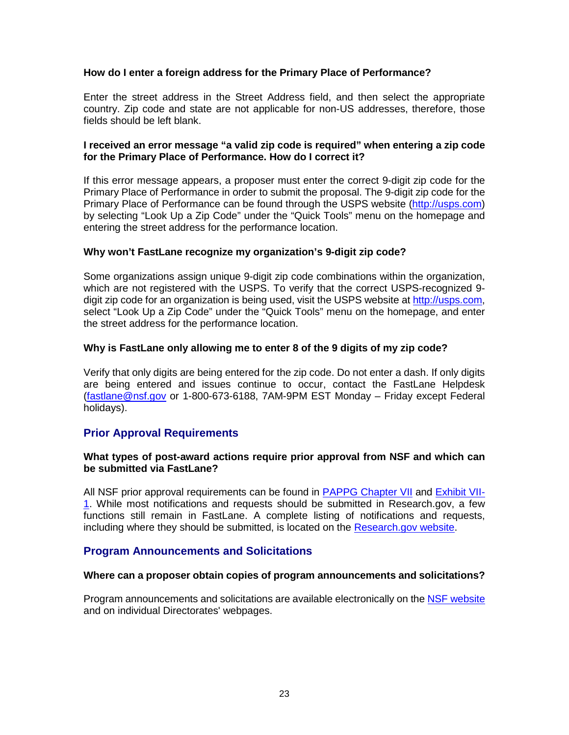**How do I enter a foreign address for the Primary Place of Performance?**

Enter the street address in the Street Address field, and then select the appropriate country. Zip code and state are not applicable for non-US addresses, therefore, those fields should be left blank.

**I received an error message "a valid zip code is required" when entering a zip code for the Primary Place of Performance. How do I correct it?**

If this error message appears, a proposer must enter the correct 9-digit zip code for the Primary Place of Performance in order to submit the proposal. The 9-digit zip code for the Primary Place of Performance can be found through the USPS website ([http://usps.com](http://usps.com)) by selecting "Look Up a Zip Code" under the "Quick Tools" menu on the homepage and entering the street address for the performance location.

**Why won't FastLane recognize my organization's 9-digit zip code?**

Some organizations assign unique 9-digit zip code combinations within the organization, which are not registered with the USPS. To verify that the correct USPS-recognized 9-digit zip code for an organization is being used, visit the USPS website at [http://usps.com](http://usps.com), select "Look Up a Zip Code" under the "Quick Tools" menu on the homepage, and enter the street address for the performance location.

**Why is FastLane only allowing me to enter 8 of the 9 digits of my zip code?**

Verify that only digits are being entered for the zip code. Do not enter a dash. If only digits are being entered and issues continue to occur, contact the FastLane Helpdesk ([fastlane@nsf.gov](mailto:fastlane@nsf.gov) or 1-800-673-6188, 7AM-9PM EST Monday – Friday except Federal holidays).

## Prior Approval Requirements

**What types of post-award actions require prior approval from NSF and which can be submitted via FastLane?**

All NSF prior approval requirements can be found in PAPPG Chapter VII and Exhibit VII-1. While most notifications and requests should be submitted in Research.gov, a few functions still remain in FastLane. A complete listing of notifications and requests, including where they should be submitted, is located on the Research.gov website.

## Program Announcements and Solicitations

**Where can a proposer obtain copies of program announcements and solicitations?**

Program announcements and solicitations are available electronically on the NSF website and on individual Directorates' webpages.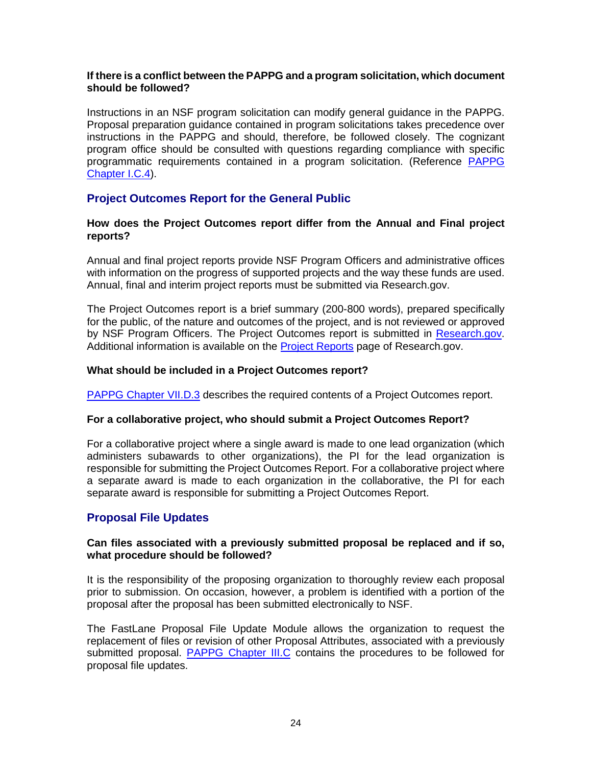**If there is a conflict between the PAPPG and a program solicitation, which document should be followed?**

Instructions in an NSF program solicitation can modify general guidance in the PAPPG. Proposal preparation guidance contained in program solicitations takes precedence over instructions in the PAPPG and should, therefore, be followed closely. The cognizant program office should be consulted with questions regarding compliance with specific programmatic requirements contained in a program solicitation. (Reference PAPPG Chapter I.C.4).

## Project Outcomes Report for the General Public

**How does the Project Outcomes report differ from the Annual and Final project reports?**

Annual and final project reports provide NSF Program Officers and administrative offices with information on the progress of supported projects and the way these funds are used. Annual, final and interim project reports must be submitted via Research.gov.

The Project Outcomes report is a brief summary (200-800 words), prepared specifically for the public, of the nature and outcomes of the project, and is not reviewed or approved by NSF Program Officers. The Project Outcomes report is submitted in Research.gov. Additional information is available on the Project Reports page of Research.gov.

**What should be included in a Project Outcomes report?**

PAPPG Chapter VII.D.3 describes the required contents of a Project Outcomes report.

**For a collaborative project, who should submit a Project Outcomes Report?**

For a collaborative project where a single award is made to one lead organization (which administers subawards to other organizations), the PI for the lead organization is responsible for submitting the Project Outcomes Report. For a collaborative project where a separate award is made to each organization in the collaborative, the PI for each separate award is responsible for submitting a Project Outcomes Report.

## Proposal File Updates

**Can files associated with a previously submitted proposal be replaced and if so, what procedure should be followed?**

It is the responsibility of the proposing organization to thoroughly review each proposal prior to submission. On occasion, however, a problem is identified with a portion of the proposal after the proposal has been submitted electronically to NSF.

The FastLane Proposal File Update Module allows the organization to request the replacement of files or revision of other Proposal Attributes, associated with a previously submitted proposal. PAPPG Chapter III.C contains the procedures to be followed for proposal file updates.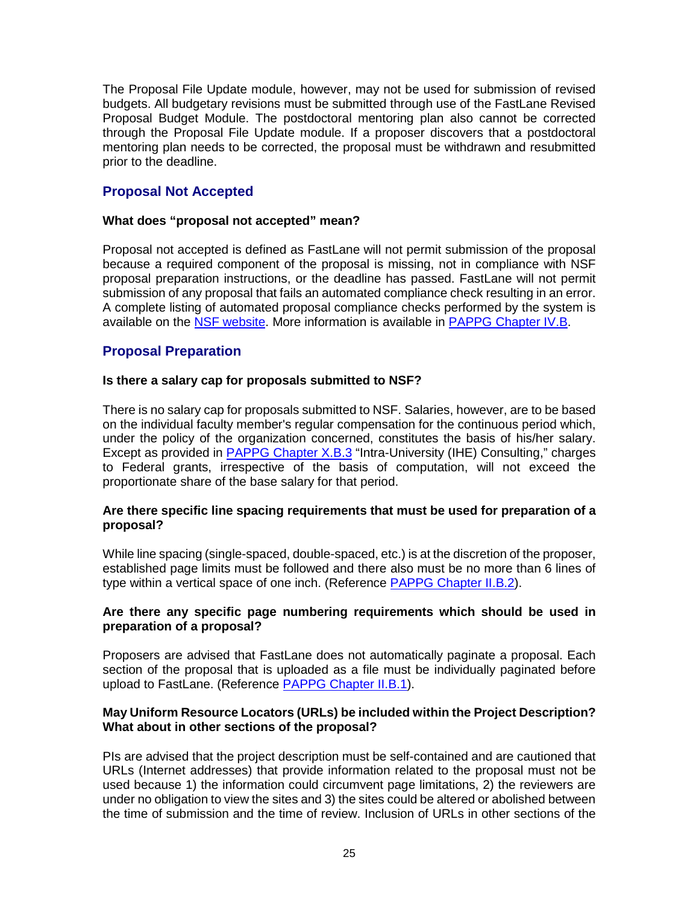The Proposal File Update module, however, may not be used for submission of revised budgets. All budgetary revisions must be submitted through use of the FastLane Revised Proposal Budget Module. The postdoctoral mentoring plan also cannot be corrected through the Proposal File Update module. If a proposer discovers that a postdoctoral mentoring plan needs to be corrected, the proposal must be withdrawn and resubmitted prior to the deadline.

## Proposal Not Accepted

**What does "proposal not accepted" mean?**

Proposal not accepted is defined as FastLane will not permit submission of the proposal because a required component of the proposal is missing, not in compliance with NSF proposal preparation instructions, or the deadline has passed. FastLane will not permit submission of any proposal that fails an automated compliance check resulting in an error. A complete listing of automated proposal compliance checks performed by the system is available on the NSF website. More information is available in PAPPG Chapter IV.B.

## Proposal Preparation

**Is there a salary cap for proposals submitted to NSF?**

There is no salary cap for proposals submitted to NSF. Salaries, however, are to be based on the individual faculty member's regular compensation for the continuous period which, under the policy of the organization concerned, constitutes the basis of his/her salary. Except as provided in PAPPG Chapter X.B.3 "Intra-University (IHE) Consulting," charges to Federal grants, irrespective of the basis of computation, will not exceed the proportionate share of the base salary for that period.

**Are there specific line spacing requirements that must be used for preparation of a proposal?**

While line spacing (single-spaced, double-spaced, etc.) is at the discretion of the proposer, established page limits must be followed and there also must be no more than 6 lines of type within a vertical space of one inch. (Reference PAPPG Chapter II.B.2).

**Are there any specific page numbering requirements which should be used in preparation of a proposal?**

Proposers are advised that FastLane does not automatically paginate a proposal. Each section of the proposal that is uploaded as a file must be individually paginated before upload to FastLane. (Reference PAPPG Chapter II.B.1).

**May Uniform Resource Locators (URLs) be included within the Project Description? What about in other sections of the proposal?**

PIs are advised that the project description must be self-contained and are cautioned that URLs (Internet addresses) that provide information related to the proposal must not be used because 1) the information could circumvent page limitations, 2) the reviewers are under no obligation to view the sites and 3) the sites could be altered or abolished between the time of submission and the time of review. Inclusion of URLs in other sections of the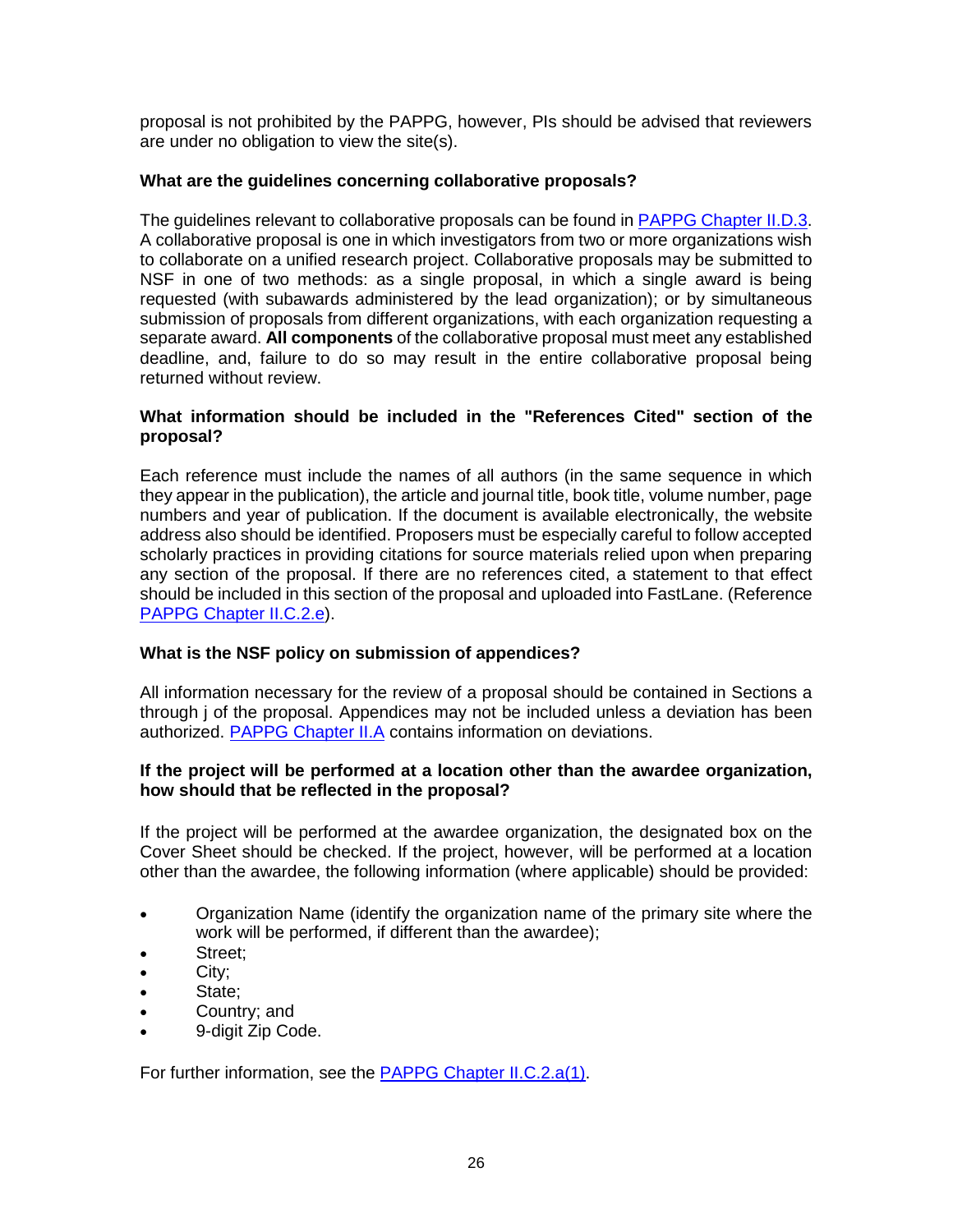proposal is not prohibited by the PAPPG, however, PIs should be advised that reviewers are under no obligation to view the site(s).

**What are the guidelines concerning collaborative proposals?**

The guidelines relevant to collaborative proposals can be found in [PAPPG Chapter II.D.3](). A collaborative proposal is one in which investigators from two or more organizations wish to collaborate on a unified research project. Collaborative proposals may be submitted to NSF in one of two methods: as a single proposal, in which a single award is being requested (with subawards administered by the lead organization); or by simultaneous submission of proposals from different organizations, with each organization requesting a separate award. **All components** of the collaborative proposal must meet any established deadline, and, failure to do so may result in the entire collaborative proposal being returned without review.

**What information should be included in the "References Cited" section of the proposal?**

Each reference must include the names of all authors (in the same sequence in which they appear in the publication), the article and journal title, book title, volume number, page numbers and year of publication. If the document is available electronically, the website address also should be identified. Proposers must be especially careful to follow accepted scholarly practices in providing citations for source materials relied upon when preparing any section of the proposal. If there are no references cited, a statement to that effect should be included in this section of the proposal and uploaded into FastLane. (Reference [PAPPG Chapter II.C.2.e]()).

**What is the NSF policy on submission of appendices?**

All information necessary for the review of a proposal should be contained in Sections a through j of the proposal. Appendices may not be included unless a deviation has been authorized. [PAPPG Chapter II.A]() contains information on deviations.

**If the project will be performed at a location other than the awardee organization, how should that be reflected in the proposal?**

If the project will be performed at the awardee organization, the designated box on the Cover Sheet should be checked. If the project, however, will be performed at a location other than the awardee, the following information (where applicable) should be provided:

- Organization Name (identify the organization name of the primary site where the work will be performed, if different than the awardee);
- Street;
- City;
- State;
- Country; and
- 9-digit Zip Code.

For further information, see the [PAPPG Chapter II.C.2.a(1)]().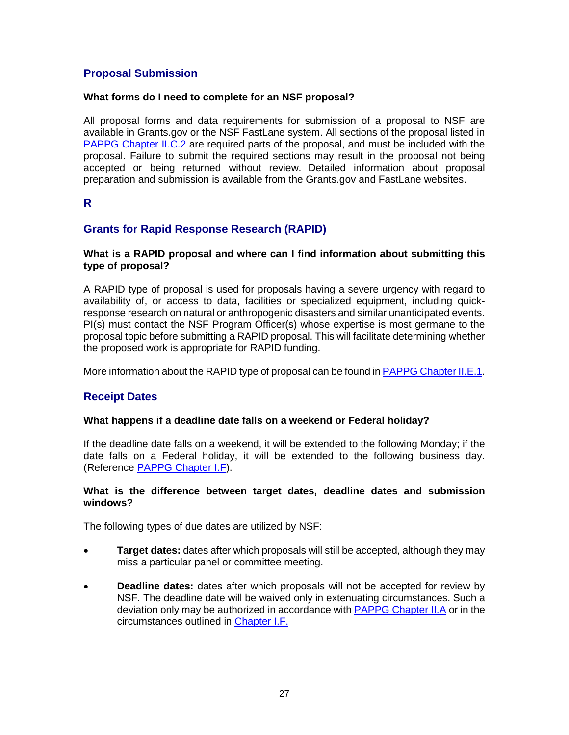## Proposal Submission

**What forms do I need to complete for an NSF proposal?**

All proposal forms and data requirements for submission of a proposal to NSF are available in Grants.gov or the NSF FastLane system. All sections of the proposal listed in PAPPG Chapter II.C.2 are required parts of the proposal, and must be included with the proposal. Failure to submit the required sections may result in the proposal not being accepted or being returned without review. Detailed information about proposal preparation and submission is available from the Grants.gov and FastLane websites.

## R

## Grants for Rapid Response Research (RAPID)

**What is a RAPID proposal and where can I find information about submitting this type of proposal?**

A RAPID type of proposal is used for proposals having a severe urgency with regard to availability of, or access to data, facilities or specialized equipment, including quick-response research on natural or anthropogenic disasters and similar unanticipated events. PI(s) must contact the NSF Program Officer(s) whose expertise is most germane to the proposal topic before submitting a RAPID proposal. This will facilitate determining whether the proposed work is appropriate for RAPID funding.

More information about the RAPID type of proposal can be found in PAPPG Chapter II.E.1.

## Receipt Dates

**What happens if a deadline date falls on a weekend or Federal holiday?**

If the deadline date falls on a weekend, it will be extended to the following Monday; if the date falls on a Federal holiday, it will be extended to the following business day. (Reference PAPPG Chapter I.F).

**What is the difference between target dates, deadline dates and submission windows?**

The following types of due dates are utilized by NSF:

- **Target dates:** dates after which proposals will still be accepted, although they may miss a particular panel or committee meeting.
- **Deadline dates:** dates after which proposals will not be accepted for review by NSF. The deadline date will be waived only in extenuating circumstances. Such a deviation only may be authorized in accordance with PAPPG Chapter II.A or in the circumstances outlined in Chapter I.F.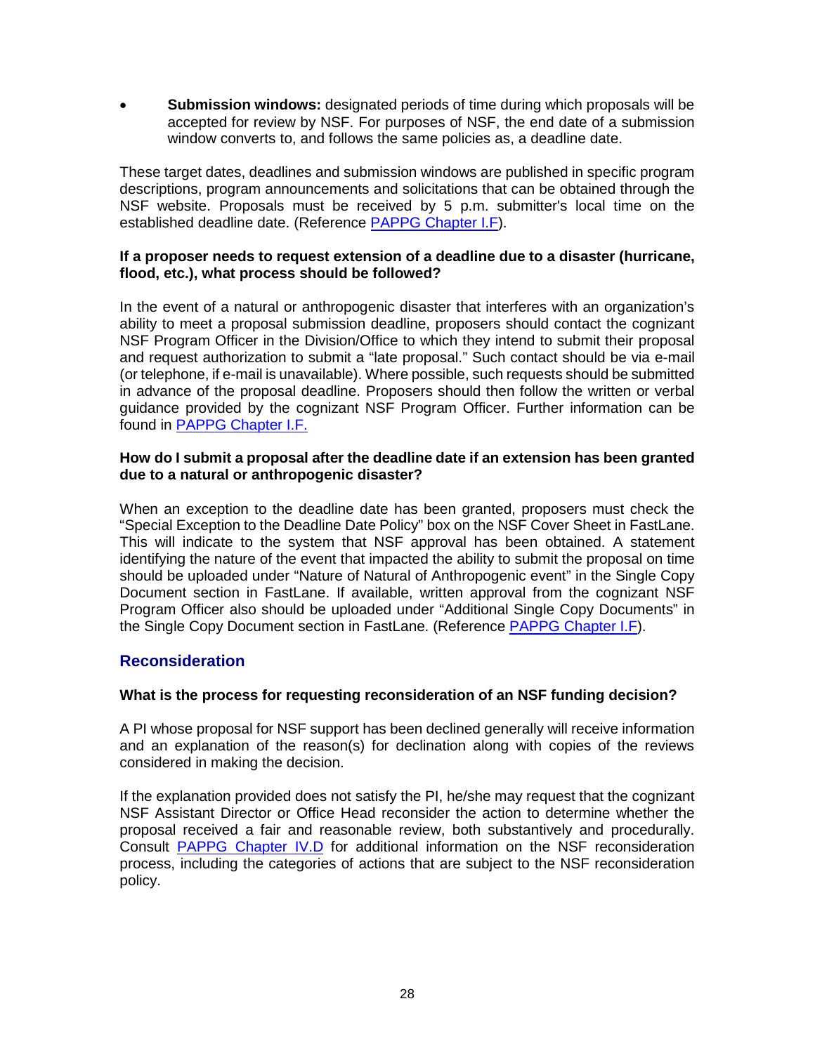- **Submission windows:** designated periods of time during which proposals will be accepted for review by NSF. For purposes of NSF, the end date of a submission window converts to, and follows the same policies as, a deadline date.

These target dates, deadlines and submission windows are published in specific program descriptions, program announcements and solicitations that can be obtained through the NSF website. Proposals must be received by 5 p.m. submitter's local time on the established deadline date. (Reference PAPPG Chapter I.F).

**If a proposer needs to request extension of a deadline due to a disaster (hurricane, flood, etc.), what process should be followed?**

In the event of a natural or anthropogenic disaster that interferes with an organization's ability to meet a proposal submission deadline, proposers should contact the cognizant NSF Program Officer in the Division/Office to which they intend to submit their proposal and request authorization to submit a "late proposal." Such contact should be via e-mail (or telephone, if e-mail is unavailable). Where possible, such requests should be submitted in advance of the proposal deadline. Proposers should then follow the written or verbal guidance provided by the cognizant NSF Program Officer. Further information can be found in PAPPG Chapter I.F.

**How do I submit a proposal after the deadline date if an extension has been granted due to a natural or anthropogenic disaster?**

When an exception to the deadline date has been granted, proposers must check the "Special Exception to the Deadline Date Policy" box on the NSF Cover Sheet in FastLane. This will indicate to the system that NSF approval has been obtained. A statement identifying the nature of the event that impacted the ability to submit the proposal on time should be uploaded under "Nature of Natural of Anthropogenic event" in the Single Copy Document section in FastLane. If available, written approval from the cognizant NSF Program Officer also should be uploaded under "Additional Single Copy Documents" in the Single Copy Document section in FastLane. (Reference PAPPG Chapter I.F).

## Reconsideration

**What is the process for requesting reconsideration of an NSF funding decision?**

A PI whose proposal for NSF support has been declined generally will receive information and an explanation of the reason(s) for declination along with copies of the reviews considered in making the decision.

If the explanation provided does not satisfy the PI, he/she may request that the cognizant NSF Assistant Director or Office Head reconsider the action to determine whether the proposal received a fair and reasonable review, both substantively and procedurally. Consult PAPPG Chapter IV.D for additional information on the NSF reconsideration process, including the categories of actions that are subject to the NSF reconsideration policy.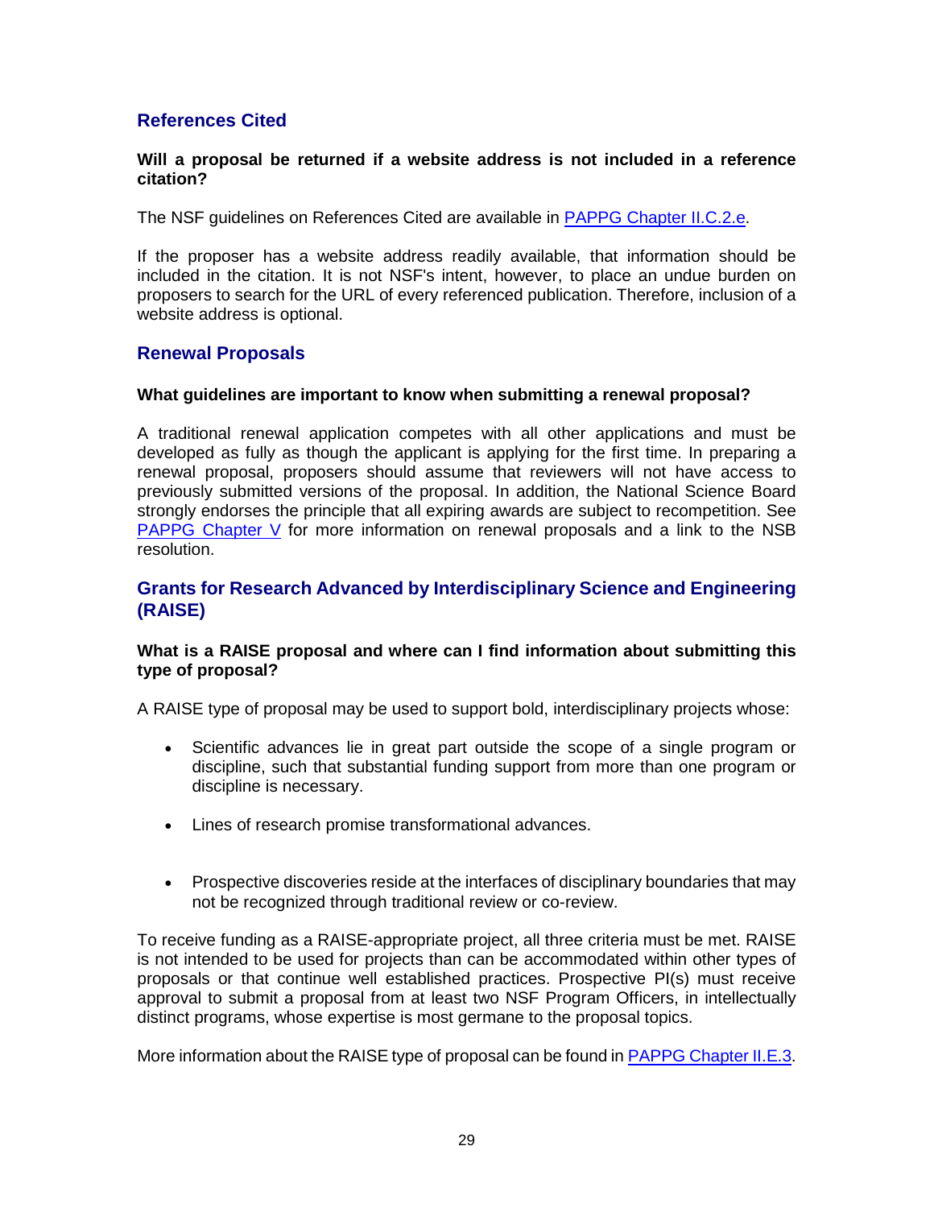## References Cited

**Will a proposal be returned if a website address is not included in a reference citation?**

The NSF guidelines on References Cited are available in [PAPPG Chapter II.C.2.e](#).

If the proposer has a website address readily available, that information should be included in the citation. It is not NSF's intent, however, to place an undue burden on proposers to search for the URL of every referenced publication. Therefore, inclusion of a website address is optional.

## Renewal Proposals

**What guidelines are important to know when submitting a renewal proposal?**

A traditional renewal application competes with all other applications and must be developed as fully as though the applicant is applying for the first time. In preparing a renewal proposal, proposers should assume that reviewers will not have access to previously submitted versions of the proposal. In addition, the National Science Board strongly endorses the principle that all expiring awards are subject to recompetition. See [PAPPG Chapter V](#) for more information on renewal proposals and a link to the NSB resolution.

## Grants for Research Advanced by Interdisciplinary Science and Engineering (RAISE)

**What is a RAISE proposal and where can I find information about submitting this type of proposal?**

A RAISE type of proposal may be used to support bold, interdisciplinary projects whose:

- Scientific advances lie in great part outside the scope of a single program or discipline, such that substantial funding support from more than one program or discipline is necessary.
- Lines of research promise transformational advances.
- Prospective discoveries reside at the interfaces of disciplinary boundaries that may not be recognized through traditional review or co-review.

To receive funding as a RAISE-appropriate project, all three criteria must be met. RAISE is not intended to be used for projects than can be accommodated within other types of proposals or that continue well established practices. Prospective PI(s) must receive approval to submit a proposal from at least two NSF Program Officers, in intellectually distinct programs, whose expertise is most germane to the proposal topics.

More information about the RAISE type of proposal can be found in [PAPPG Chapter II.E.3](#).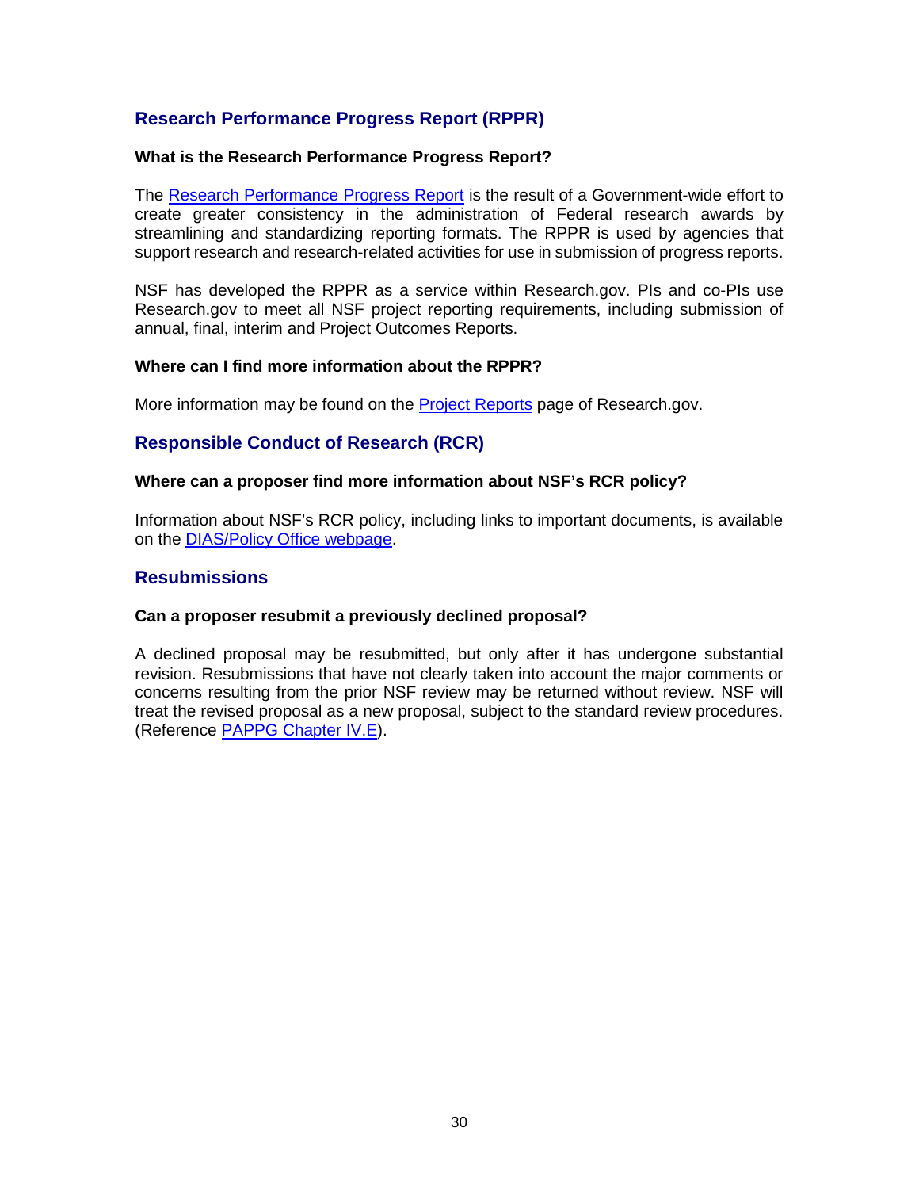## Research Performance Progress Report (RPPR)

**What is the Research Performance Progress Report?**

The Research Performance Progress Report is the result of a Government-wide effort to create greater consistency in the administration of Federal research awards by streamlining and standardizing reporting formats. The RPPR is used by agencies that support research and research-related activities for use in submission of progress reports.

NSF has developed the RPPR as a service within Research.gov. PIs and co-PIs use Research.gov to meet all NSF project reporting requirements, including submission of annual, final, interim and Project Outcomes Reports.

**Where can I find more information about the RPPR?**

More information may be found on the Project Reports page of Research.gov.

## Responsible Conduct of Research (RCR)

**Where can a proposer find more information about NSF's RCR policy?**

Information about NSF's RCR policy, including links to important documents, is available on the DIAS/Policy Office webpage.

## Resubmissions

**Can a proposer resubmit a previously declined proposal?**

A declined proposal may be resubmitted, but only after it has undergone substantial revision. Resubmissions that have not clearly taken into account the major comments or concerns resulting from the prior NSF review may be returned without review. NSF will treat the revised proposal as a new proposal, subject to the standard review procedures. (Reference PAPPG Chapter IV.E).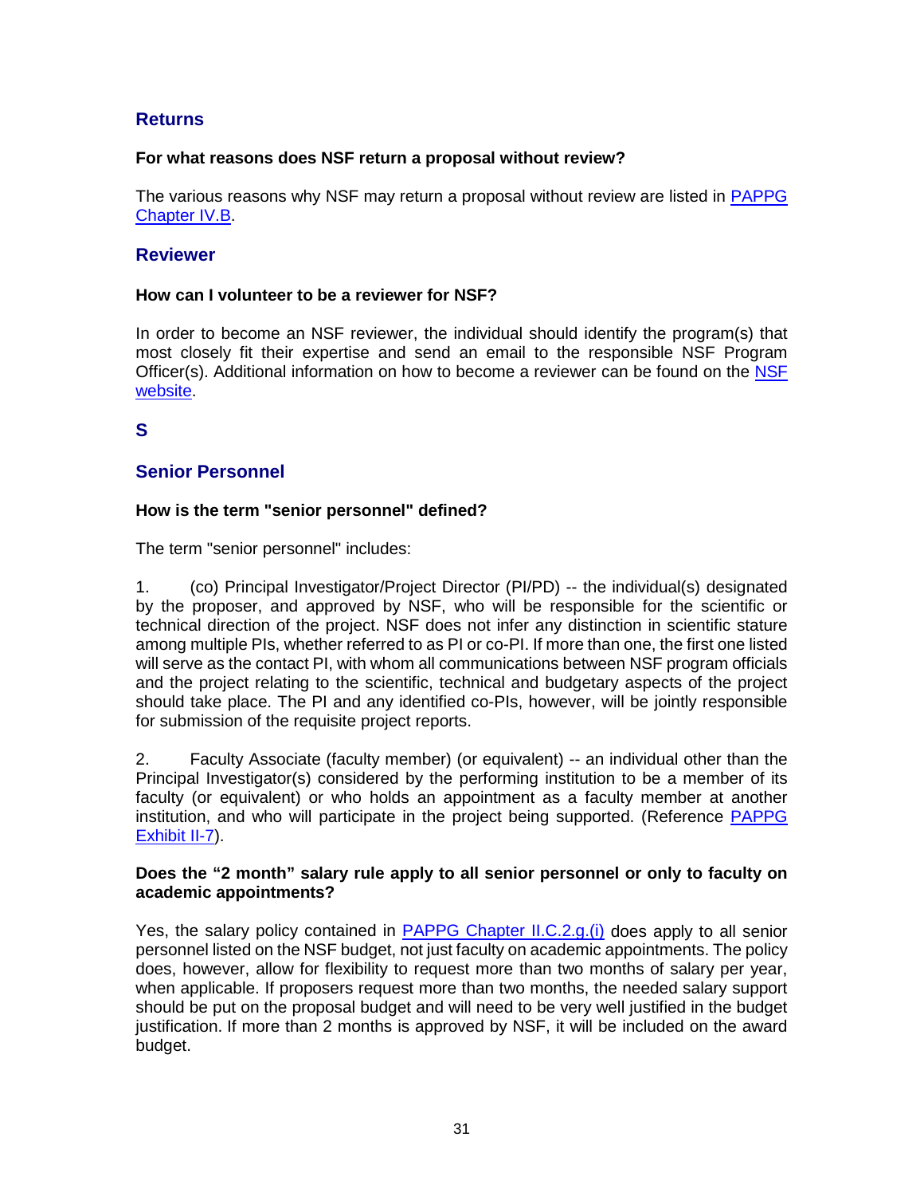## Returns

**For what reasons does NSF return a proposal without review?**

The various reasons why NSF may return a proposal without review are listed in PAPPG Chapter IV.B.

## Reviewer

**How can I volunteer to be a reviewer for NSF?**

In order to become an NSF reviewer, the individual should identify the program(s) that most closely fit their expertise and send an email to the responsible NSF Program Officer(s). Additional information on how to become a reviewer can be found on the NSF website.

# S

## Senior Personnel

**How is the term "senior personnel" defined?**

The term "senior personnel" includes:

1. (co) Principal Investigator/Project Director (PI/PD) -- the individual(s) designated by the proposer, and approved by NSF, who will be responsible for the scientific or technical direction of the project. NSF does not infer any distinction in scientific stature among multiple PIs, whether referred to as PI or co-PI. If more than one, the first one listed will serve as the contact PI, with whom all communications between NSF program officials and the project relating to the scientific, technical and budgetary aspects of the project should take place. The PI and any identified co-PIs, however, will be jointly responsible for submission of the requisite project reports.

2. Faculty Associate (faculty member) (or equivalent) -- an individual other than the Principal Investigator(s) considered by the performing institution to be a member of its faculty (or equivalent) or who holds an appointment as a faculty member at another institution, and who will participate in the project being supported. (Reference PAPPG Exhibit II-7).

**Does the "2 month" salary rule apply to all senior personnel or only to faculty on academic appointments?**

Yes, the salary policy contained in PAPPG Chapter II.C.2.g.(i) does apply to all senior personnel listed on the NSF budget, not just faculty on academic appointments. The policy does, however, allow for flexibility to request more than two months of salary per year, when applicable. If proposers request more than two months, the needed salary support should be put on the proposal budget and will need to be very well justified in the budget justification. If more than 2 months is approved by NSF, it will be included on the award budget.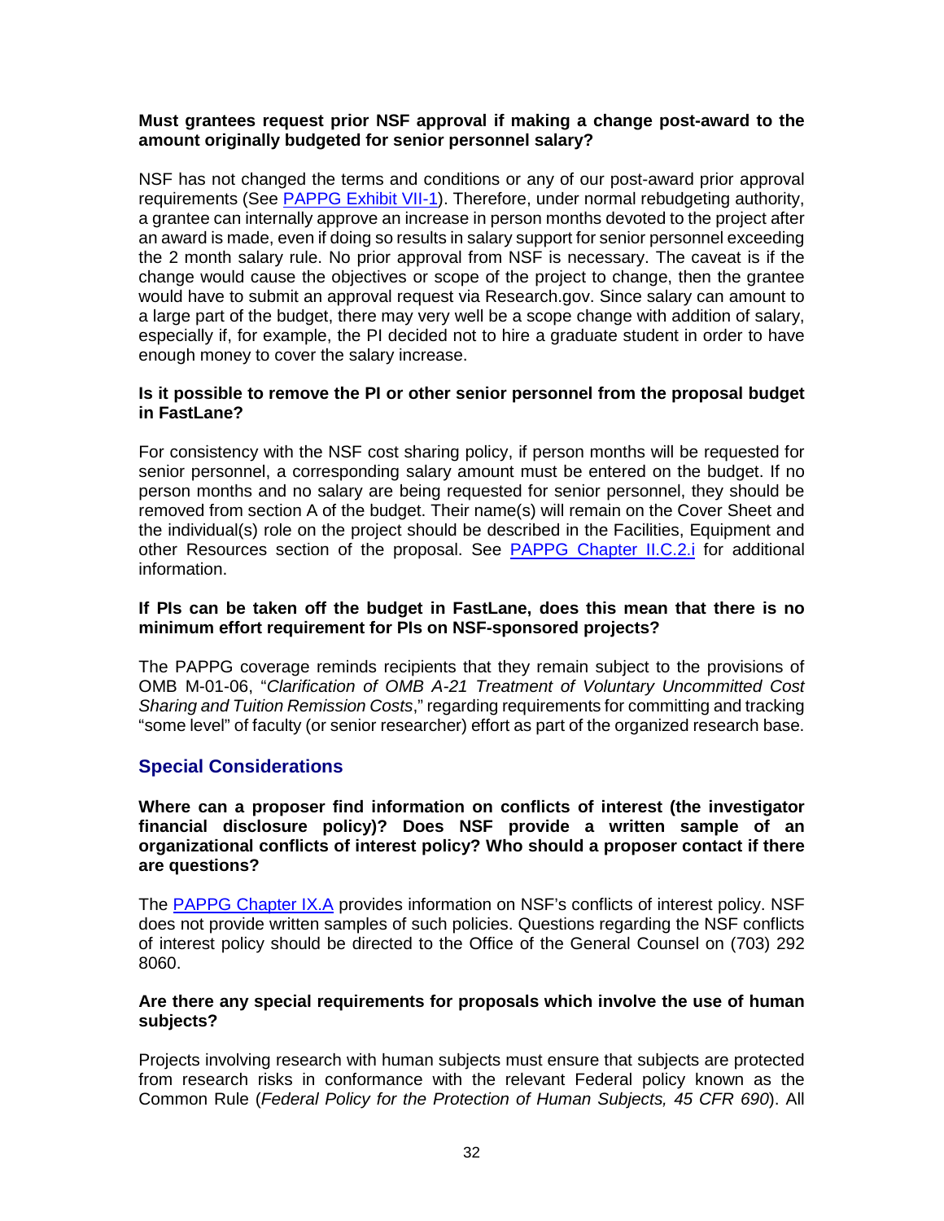**Must grantees request prior NSF approval if making a change post-award to the amount originally budgeted for senior personnel salary?**

NSF has not changed the terms and conditions or any of our post-award prior approval requirements (See [PAPPG Exhibit VII-1]). Therefore, under normal rebudgeting authority, a grantee can internally approve an increase in person months devoted to the project after an award is made, even if doing so results in salary support for senior personnel exceeding the 2 month salary rule. No prior approval from NSF is necessary. The caveat is if the change would cause the objectives or scope of the project to change, then the grantee would have to submit an approval request via Research.gov. Since salary can amount to a large part of the budget, there may very well be a scope change with addition of salary, especially if, for example, the PI decided not to hire a graduate student in order to have enough money to cover the salary increase.

**Is it possible to remove the PI or other senior personnel from the proposal budget in FastLane?**

For consistency with the NSF cost sharing policy, if person months will be requested for senior personnel, a corresponding salary amount must be entered on the budget. If no person months and no salary are being requested for senior personnel, they should be removed from section A of the budget. Their name(s) will remain on the Cover Sheet and the individual(s) role on the project should be described in the Facilities, Equipment and other Resources section of the proposal. See [PAPPG Chapter II.C.2.i] for additional information.

**If PIs can be taken off the budget in FastLane, does this mean that there is no minimum effort requirement for PIs on NSF-sponsored projects?**

The PAPPG coverage reminds recipients that they remain subject to the provisions of OMB M-01-06, "*Clarification of OMB A-21 Treatment of Voluntary Uncommitted Cost Sharing and Tuition Remission Costs*," regarding requirements for committing and tracking "some level" of faculty (or senior researcher) effort as part of the organized research base.

## Special Considerations

**Where can a proposer find information on conflicts of interest (the investigator financial disclosure policy)? Does NSF provide a written sample of an organizational conflicts of interest policy? Who should a proposer contact if there are questions?**

The [PAPPG Chapter IX.A] provides information on NSF's conflicts of interest policy. NSF does not provide written samples of such policies. Questions regarding the NSF conflicts of interest policy should be directed to the Office of the General Counsel on (703) 292 8060.

**Are there any special requirements for proposals which involve the use of human subjects?**

Projects involving research with human subjects must ensure that subjects are protected from research risks in conformance with the relevant Federal policy known as the Common Rule (*Federal Policy for the Protection of Human Subjects, 45 CFR 690*). All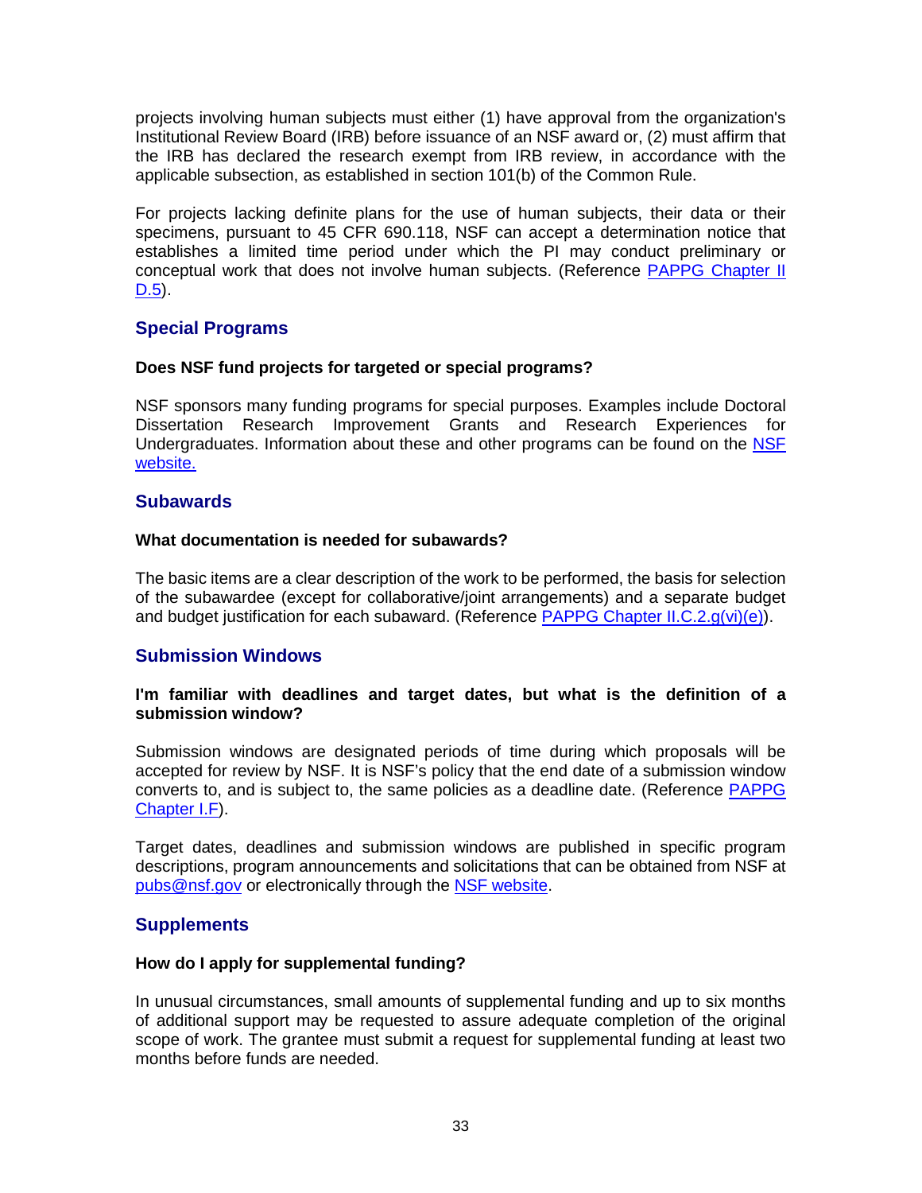projects involving human subjects must either (1) have approval from the organization's Institutional Review Board (IRB) before issuance of an NSF award or, (2) must affirm that the IRB has declared the research exempt from IRB review, in accordance with the applicable subsection, as established in section 101(b) of the Common Rule.

For projects lacking definite plans for the use of human subjects, their data or their specimens, pursuant to 45 CFR 690.118, NSF can accept a determination notice that establishes a limited time period under which the PI may conduct preliminary or conceptual work that does not involve human subjects. (Reference PAPPG Chapter II D.5).

## Special Programs

**Does NSF fund projects for targeted or special programs?**

NSF sponsors many funding programs for special purposes. Examples include Doctoral Dissertation Research Improvement Grants and Research Experiences for Undergraduates. Information about these and other programs can be found on the NSF website.

## Subawards

**What documentation is needed for subawards?**

The basic items are a clear description of the work to be performed, the basis for selection of the subawardee (except for collaborative/joint arrangements) and a separate budget and budget justification for each subaward. (Reference PAPPG Chapter II.C.2.g(vi)(e)).

## Submission Windows

**I'm familiar with deadlines and target dates, but what is the definition of a submission window?**

Submission windows are designated periods of time during which proposals will be accepted for review by NSF. It is NSF's policy that the end date of a submission window converts to, and is subject to, the same policies as a deadline date. (Reference PAPPG Chapter I.F).

Target dates, deadlines and submission windows are published in specific program descriptions, program announcements and solicitations that can be obtained from NSF at pubs@nsf.gov or electronically through the NSF website.

## Supplements

**How do I apply for supplemental funding?**

In unusual circumstances, small amounts of supplemental funding and up to six months of additional support may be requested to assure adequate completion of the original scope of work. The grantee must submit a request for supplemental funding at least two months before funds are needed.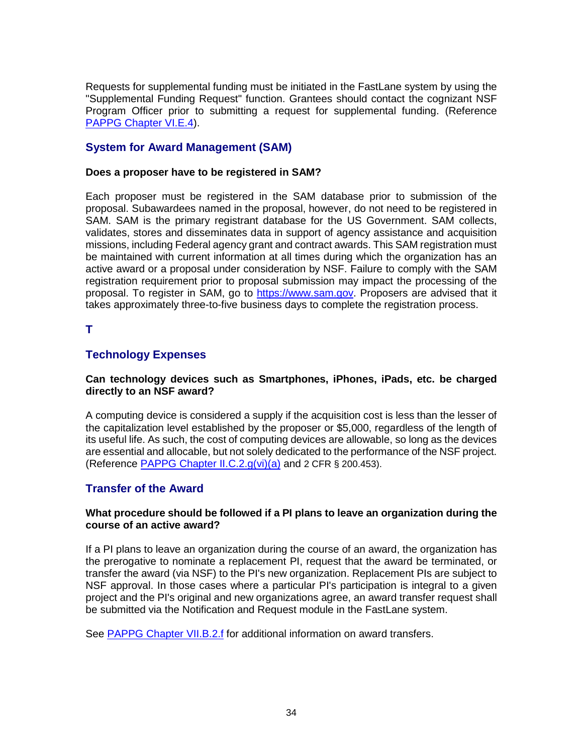Requests for supplemental funding must be initiated in the FastLane system by using the "Supplemental Funding Request" function. Grantees should contact the cognizant NSF Program Officer prior to submitting a request for supplemental funding. (Reference [PAPPG Chapter VI.E.4](#)).

## System for Award Management (SAM)

**Does a proposer have to be registered in SAM?**

Each proposer must be registered in the SAM database prior to submission of the proposal. Subawardees named in the proposal, however, do not need to be registered in SAM. SAM is the primary registrant database for the US Government. SAM collects, validates, stores and disseminates data in support of agency assistance and acquisition missions, including Federal agency grant and contract awards. This SAM registration must be maintained with current information at all times during which the organization has an active award or a proposal under consideration by NSF. Failure to comply with the SAM registration requirement prior to proposal submission may impact the processing of the proposal. To register in SAM, go to [https://www.sam.gov](https://www.sam.gov). Proposers are advised that it takes approximately three-to-five business days to complete the registration process.

# T

## Technology Expenses

**Can technology devices such as Smartphones, iPhones, iPads, etc. be charged directly to an NSF award?**

A computing device is considered a supply if the acquisition cost is less than the lesser of the capitalization level established by the proposer or $5,000, regardless of the length of its useful life. As such, the cost of computing devices are allowable, so long as the devices are essential and allocable, but not solely dedicated to the performance of the NSF project. (Reference [PAPPG Chapter II.C.2.g(vi)(a)](#) and 2 CFR § 200.453).

## Transfer of the Award

**What procedure should be followed if a PI plans to leave an organization during the course of an active award?**

If a PI plans to leave an organization during the course of an award, the organization has the prerogative to nominate a replacement PI, request that the award be terminated, or transfer the award (via NSF) to the PI's new organization. Replacement PIs are subject to NSF approval. In those cases where a particular PI's participation is integral to a given project and the PI's original and new organizations agree, an award transfer request shall be submitted via the Notification and Request module in the FastLane system.

See [PAPPG Chapter VII.B.2.f](#) for additional information on award transfers.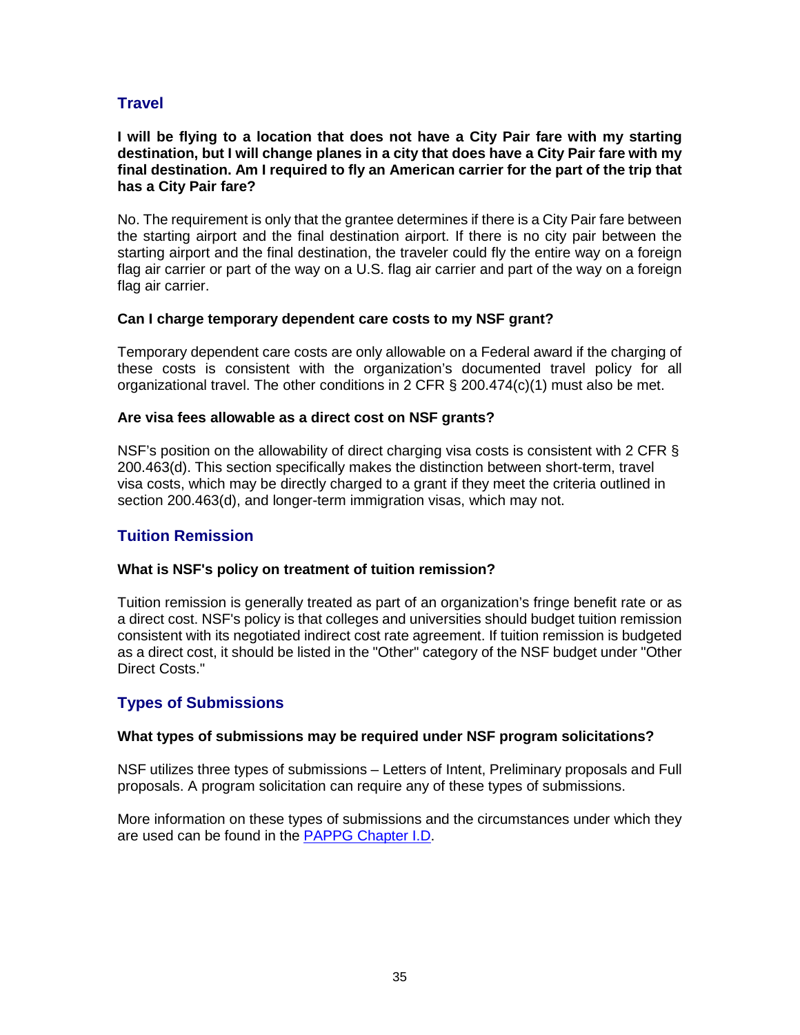## Travel

**I will be flying to a location that does not have a City Pair fare with my starting destination, but I will change planes in a city that does have a City Pair fare with my final destination. Am I required to fly an American carrier for the part of the trip that has a City Pair fare?**

No. The requirement is only that the grantee determines if there is a City Pair fare between the starting airport and the final destination airport. If there is no city pair between the starting airport and the final destination, the traveler could fly the entire way on a foreign flag air carrier or part of the way on a U.S. flag air carrier and part of the way on a foreign flag air carrier.

**Can I charge temporary dependent care costs to my NSF grant?**

Temporary dependent care costs are only allowable on a Federal award if the charging of these costs is consistent with the organization's documented travel policy for all organizational travel. The other conditions in 2 CFR § 200.474(c)(1) must also be met.

**Are visa fees allowable as a direct cost on NSF grants?**

NSF's position on the allowability of direct charging visa costs is consistent with 2 CFR § 200.463(d). This section specifically makes the distinction between short-term, travel visa costs, which may be directly charged to a grant if they meet the criteria outlined in section 200.463(d), and longer-term immigration visas, which may not.

## Tuition Remission

**What is NSF's policy on treatment of tuition remission?**

Tuition remission is generally treated as part of an organization's fringe benefit rate or as a direct cost. NSF's policy is that colleges and universities should budget tuition remission consistent with its negotiated indirect cost rate agreement. If tuition remission is budgeted as a direct cost, it should be listed in the "Other" category of the NSF budget under "Other Direct Costs."

## Types of Submissions

**What types of submissions may be required under NSF program solicitations?**

NSF utilizes three types of submissions – Letters of Intent, Preliminary proposals and Full proposals. A program solicitation can require any of these types of submissions.

More information on these types of submissions and the circumstances under which they are used can be found in the PAPPG Chapter I.D.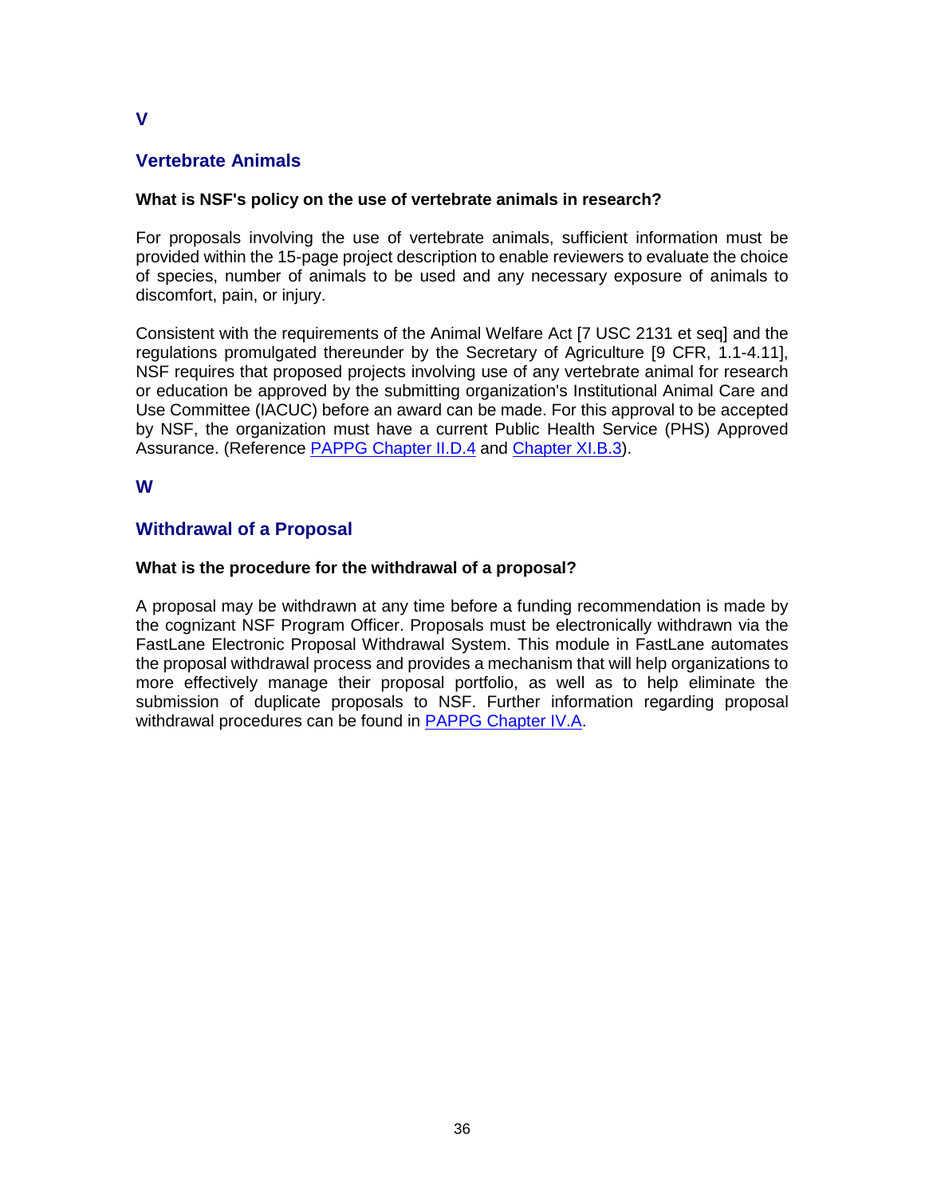## V

### Vertebrate Animals

**What is NSF's policy on the use of vertebrate animals in research?**

For proposals involving the use of vertebrate animals, sufficient information must be provided within the 15-page project description to enable reviewers to evaluate the choice of species, number of animals to be used and any necessary exposure of animals to discomfort, pain, or injury.

Consistent with the requirements of the Animal Welfare Act [7 USC 2131 et seq] and the regulations promulgated thereunder by the Secretary of Agriculture [9 CFR, 1.1-4.11], NSF requires that proposed projects involving use of any vertebrate animal for research or education be approved by the submitting organization's Institutional Animal Care and Use Committee (IACUC) before an award can be made. For this approval to be accepted by NSF, the organization must have a current Public Health Service (PHS) Approved Assurance. (Reference PAPPG Chapter II.D.4 and Chapter XI.B.3).

## W

### Withdrawal of a Proposal

**What is the procedure for the withdrawal of a proposal?**

A proposal may be withdrawn at any time before a funding recommendation is made by the cognizant NSF Program Officer. Proposals must be electronically withdrawn via the FastLane Electronic Proposal Withdrawal System. This module in FastLane automates the proposal withdrawal process and provides a mechanism that will help organizations to more effectively manage their proposal portfolio, as well as to help eliminate the submission of duplicate proposals to NSF. Further information regarding proposal withdrawal procedures can be found in PAPPG Chapter IV.A.